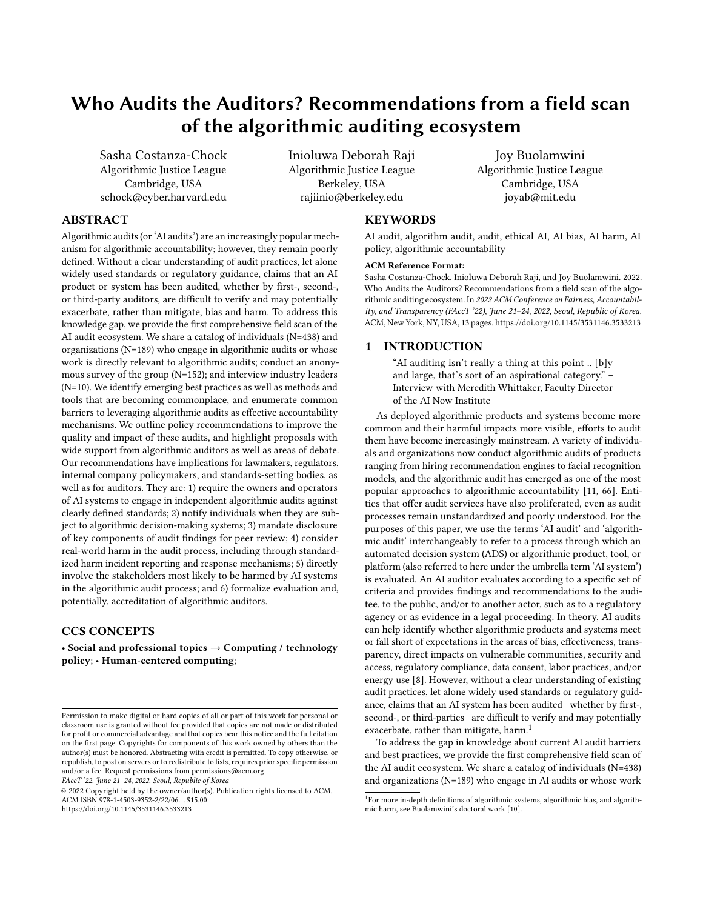# Who Audits the Auditors? Recommendations from a field scan of the algorithmic auditing ecosystem

Sasha Costanza-Chock
Algorithmic Justice League
Cambridge, USA
schock@cyber.harvard.edu

Inioluwa Deborah Raji
Algorithmic Justice League
Berkeley, USA
rajiinio@berkeley.edu

Joy Buolamwini
Algorithmic Justice League
Cambridge, USA
joyab@mit.edu

## ABSTRACT

Algorithmic audits (or 'AI audits') are an increasingly popular mechanism for algorithmic accountability; however, they remain poorly defined. Without a clear understanding of audit practices, let alone widely used standards or regulatory guidance, claims that an AI product or system has been audited, whether by first-, second-, or third-party auditors, are difficult to verify and may potentially exacerbate, rather than mitigate, bias and harm. To address this knowledge gap, we provide the first comprehensive field scan of the AI audit ecosystem. We share a catalog of individuals (N=438) and organizations (N=189) who engage in algorithmic audits or whose work is directly relevant to algorithmic audits; conduct an anonymous survey of the group (N=152); and interview industry leaders (N=10). We identify emerging best practices as well as methods and tools that are becoming commonplace, and enumerate common barriers to leveraging algorithmic audits as effective accountability mechanisms. We outline policy recommendations to improve the quality and impact of these audits, and highlight proposals with wide support from algorithmic auditors as well as areas of debate. Our recommendations have implications for lawmakers, regulators, internal company policymakers, and standards-setting bodies, as well as for auditors. They are: 1) require the owners and operators of AI systems to engage in independent algorithmic audits against clearly defined standards; 2) notify individuals when they are subject to algorithmic decision-making systems; 3) mandate disclosure of key components of audit findings for peer review; 4) consider real-world harm in the audit process, including through standardized harm incident reporting and response mechanisms; 5) directly involve the stakeholders most likely to be harmed by AI systems in the algorithmic audit process; and 6) formalize evaluation and, potentially, accreditation of algorithmic auditors.

## CCS CONCEPTS

• **Social and professional topics → Computing / technology policy**; • **Human-centered computing**;

Permission to make digital or hard copies of all or part of this work for personal or classroom use is granted without fee provided that copies are not made or distributed for profit or commercial advantage and that copies bear this notice and the full citation on the first page. Copyrights for components of this work owned by others than the author(s) must be honored. Abstracting with credit is permitted. To copy otherwise, or republish, to post on servers or to redistribute to lists, requires prior specific permission and/or a fee. Request permissions from permissions@acm.org.
*FAccT '22, June 21–24, 2022, Seoul, Republic of Korea*
© 2022 Copyright held by the owner/author(s). Publication rights licensed to ACM.
ACM ISBN 978-1-4503-9352-2/22/06…$15.00
https://doi.org/10.1145/3531146.3533213

## KEYWORDS

AI audit, algorithm audit, audit, ethical AI, AI bias, AI harm, AI policy, algorithmic accountability

**ACM Reference Format:**
Sasha Costanza-Chock, Inioluwa Deborah Raji, and Joy Buolamwini. 2022. Who Audits the Auditors? Recommendations from a field scan of the algorithmic auditing ecosystem. In *2022 ACM Conference on Fairness, Accountability, and Transparency (FAccT '22), June 21–24, 2022, Seoul, Republic of Korea.* ACM, New York, NY, USA, 13 pages. https://doi.org/10.1145/3531146.3533213

## 1 INTRODUCTION

> "AI auditing isn't really a thing at this point .. [b]y and large, that's sort of an aspirational category." – Interview with Meredith Whittaker, Faculty Director of the AI Now Institute

As deployed algorithmic products and systems become more common and their harmful impacts more visible, efforts to audit them have become increasingly mainstream. A variety of individuals and organizations now conduct algorithmic audits of products ranging from hiring recommendation engines to facial recognition models, and the algorithmic audit has emerged as one of the most popular approaches to algorithmic accountability [11, 66]. Entities that offer audit services have also proliferated, even as audit processes remain unstandardized and poorly understood. For the purposes of this paper, we use the terms 'AI audit' and 'algorithmic audit' interchangeably to refer to a process through which an automated decision system (ADS) or algorithmic product, tool, or platform (also referred to here under the umbrella term 'AI system') is evaluated. An AI auditor evaluates according to a specific set of criteria and provides findings and recommendations to the auditee, to the public, and/or to another actor, such as to a regulatory agency or as evidence in a legal proceeding. In theory, AI audits can help identify whether algorithmic products and systems meet or fall short of expectations in the areas of bias, effectiveness, transparency, direct impacts on vulnerable communities, security and access, regulatory compliance, data consent, labor practices, and/or energy use [8]. However, without a clear understanding of existing audit practices, let alone widely used standards or regulatory guidance, claims that an AI system has been audited—whether by first-, second-, or third-parties—are difficult to verify and may potentially exacerbate, rather than mitigate, harm.[1]

To address the gap in knowledge about current AI audit barriers and best practices, we provide the first comprehensive field scan of the AI audit ecosystem. We share a catalog of individuals (N=438) and organizations (N=189) who engage in AI audits or whose work

[1] For more in-depth definitions of algorithmic systems, algorithmic bias, and algorithmic harm, see Buolamwini's doctoral work [10].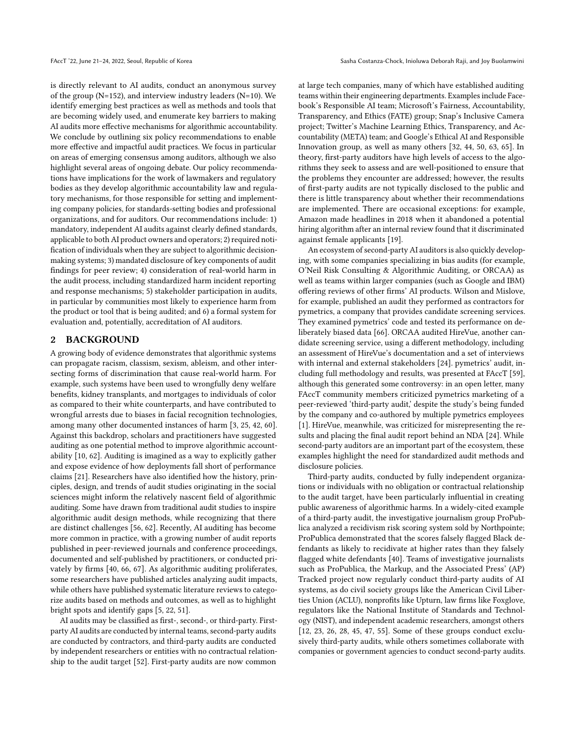is directly relevant to AI audits, conduct an anonymous survey of the group (N=152), and interview industry leaders (N=10). We identify emerging best practices as well as methods and tools that are becoming widely used, and enumerate key barriers to making AI audits more effective mechanisms for algorithmic accountability. We conclude by outlining six policy recommendations to enable more effective and impactful audit practices. We focus in particular on areas of emerging consensus among auditors, although we also highlight several areas of ongoing debate. Our policy recommendations have implications for the work of lawmakers and regulatory bodies as they develop algorithmic accountability law and regulatory mechanisms, for those responsible for setting and implementing company policies, for standards-setting bodies and professional organizations, and for auditors. Our recommendations include: 1) mandatory, independent AI audits against clearly defined standards, applicable to both AI product owners and operators; 2) required notification of individuals when they are subject to algorithmic decision-making systems; 3) mandated disclosure of key components of audit findings for peer review; 4) consideration of real-world harm in the audit process, including standardized harm incident reporting and response mechanisms; 5) stakeholder participation in audits, in particular by communities most likely to experience harm from the product or tool that is being audited; and 6) a formal system for evaluation and, potentially, accreditation of AI auditors.

## 2 BACKGROUND

A growing body of evidence demonstrates that algorithmic systems can propagate racism, classism, sexism, ableism, and other intersecting forms of discrimination that cause real-world harm. For example, such systems have been used to wrongfully deny welfare benefits, kidney transplants, and mortgages to individuals of color as compared to their white counterparts, and have contributed to wrongful arrests due to biases in facial recognition technologies, among many other documented instances of harm [3, 25, 42, 60]. Against this backdrop, scholars and practitioners have suggested auditing as one potential method to improve algorithmic accountability [10, 62]. Auditing is imagined as a way to explicitly gather and expose evidence of how deployments fall short of performance claims [21]. Researchers have also identified how the history, principles, design, and trends of audit studies originating in the social sciences might inform the relatively nascent field of algorithmic auditing. Some have drawn from traditional audit studies to inspire algorithmic audit design methods, while recognizing that there are distinct challenges [56, 62]. Recently, AI auditing has become more common in practice, with a growing number of audit reports published in peer-reviewed journals and conference proceedings, documented and self-published by practitioners, or conducted privately by firms [40, 66, 67]. As algorithmic auditing proliferates, some researchers have published articles analyzing audit impacts, while others have published systematic literature reviews to categorize audits based on methods and outcomes, as well as to highlight bright spots and identify gaps [5, 22, 51].

AI audits may be classified as first-, second-, or third-party. First-party AI audits are conducted by internal teams, second-party audits are conducted by contractors, and third-party audits are conducted by independent researchers or entities with no contractual relationship to the audit target [52]. First-party audits are now common at large tech companies, many of which have established auditing teams within their engineering departments. Examples include Facebook's Responsible AI team; Microsoft's Fairness, Accountability, Transparency, and Ethics (FATE) group; Snap's Inclusive Camera project; Twitter's Machine Learning Ethics, Transparency, and Accountability (META) team; and Google's Ethical AI and Responsible Innovation group, as well as many others [32, 44, 50, 63, 65]. In theory, first-party auditors have high levels of access to the algorithms they seek to assess and are well-positioned to ensure that the problems they encounter are addressed; however, the results of first-party audits are not typically disclosed to the public and there is little transparency about whether their recommendations are implemented. There are occasional exceptions: for example, Amazon made headlines in 2018 when it abandoned a potential hiring algorithm after an internal review found that it discriminated against female applicants [19].

An ecosystem of second-party AI auditors is also quickly developing, with some companies specializing in bias audits (for example, O'Neil Risk Consulting & Algorithmic Auditing, or ORCAA) as well as teams within larger companies (such as Google and IBM) offering reviews of other firms' AI products. Wilson and Mislove, for example, published an audit they performed as contractors for pymetrics, a company that provides candidate screening services. They examined pymetrics' code and tested its performance on deliberately biased data [66]. ORCAA audited HireVue, another candidate screening service, using a different methodology, including an assessment of HireVue's documentation and a set of interviews with internal and external stakeholders [24]. pymetrics' audit, including full methodology and results, was presented at FAccT [59], although this generated some controversy: in an open letter, many FAccT community members criticized pymetrics marketing of a peer-reviewed 'third-party audit,' despite the study's being funded by the company and co-authored by multiple pymetrics employees [1]. HireVue, meanwhile, was criticized for misrepresenting the results and placing the final audit report behind an NDA [24]. While second-party auditors are an important part of the ecosystem, these examples highlight the need for standardized audit methods and disclosure policies.

Third-party audits, conducted by fully independent organizations or individuals with no obligation or contractual relationship to the audit target, have been particularly influential in creating public awareness of algorithmic harms. In a widely-cited example of a third-party audit, the investigative journalism group ProPublica analyzed a recidivism risk scoring system sold by Northpointe; ProPublica demonstrated that the scores falsely flagged Black defendants as likely to recidivate at higher rates than they falsely flagged white defendants [40]. Teams of investigative journalists such as ProPublica, the Markup, and the Associated Press' (AP) Tracked project now regularly conduct third-party audits of AI systems, as do civil society groups like the American Civil Liberties Union (ACLU), nonprofits like Upturn, law firms like Foxglove, regulators like the National Institute of Standards and Technology (NIST), and independent academic researchers, amongst others [12, 23, 26, 28, 45, 47, 55]. Some of these groups conduct exclusively third-party audits, while others sometimes collaborate with companies or government agencies to conduct second-party audits.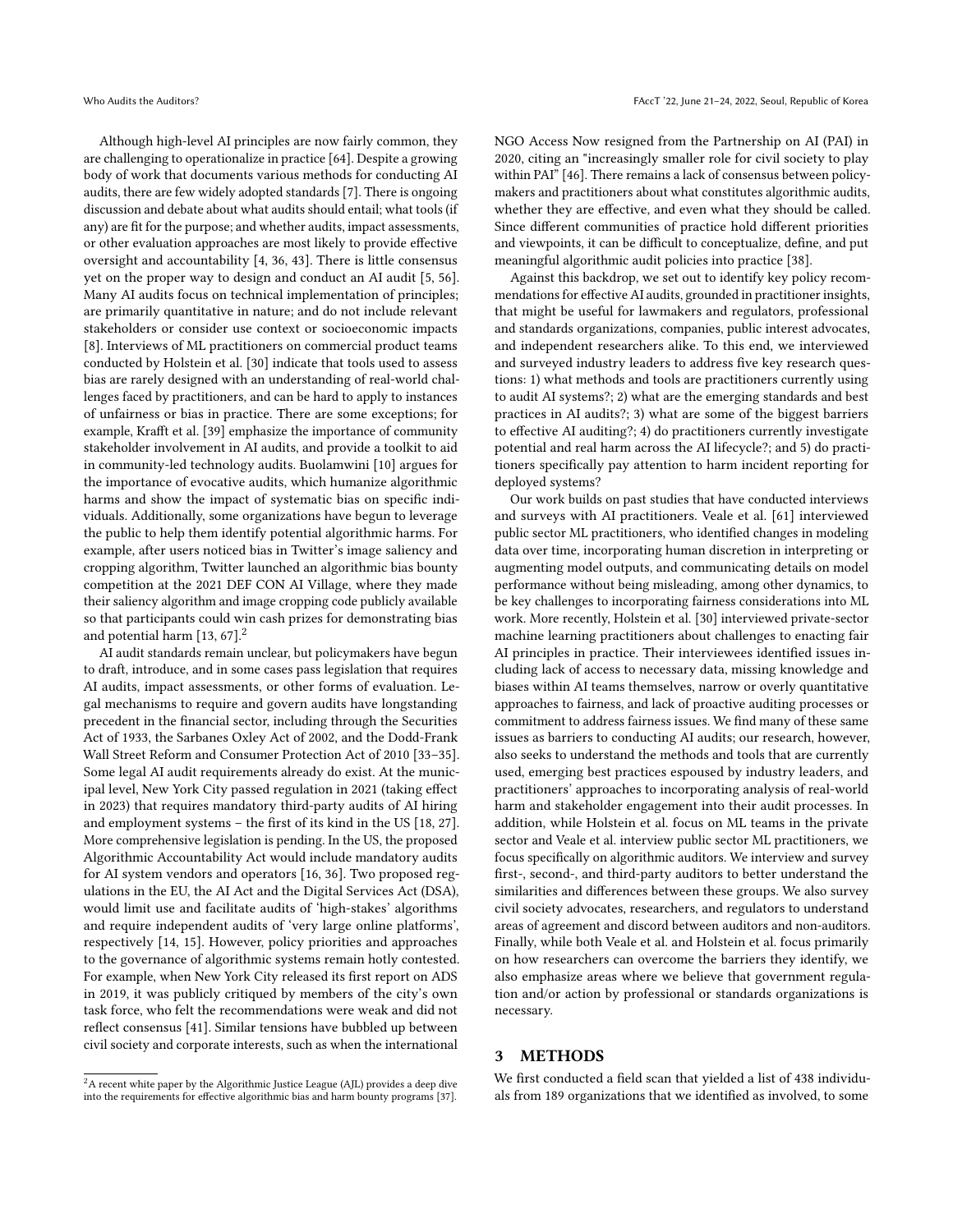Although high-level AI principles are now fairly common, they are challenging to operationalize in practice [64]. Despite a growing body of work that documents various methods for conducting AI audits, there are few widely adopted standards [7]. There is ongoing discussion and debate about what audits should entail; what tools (if any) are fit for the purpose; and whether audits, impact assessments, or other evaluation approaches are most likely to provide effective oversight and accountability [4, 36, 43]. There is little consensus yet on the proper way to design and conduct an AI audit [5, 56]. Many AI audits focus on technical implementation of principles; are primarily quantitative in nature; and do not include relevant stakeholders or consider use context or socioeconomic impacts [8]. Interviews of ML practitioners on commercial product teams conducted by Holstein et al. [30] indicate that tools used to assess bias are rarely designed with an understanding of real-world challenges faced by practitioners, and can be hard to apply to instances of unfairness or bias in practice. There are some exceptions; for example, Krafft et al. [39] emphasize the importance of community stakeholder involvement in AI audits, and provide a toolkit to aid in community-led technology audits. Buolamwini [10] argues for the importance of evocative audits, which humanize algorithmic harms and show the impact of systematic bias on specific individuals. Additionally, some organizations have begun to leverage the public to help them identify potential algorithmic harms. For example, after users noticed bias in Twitter's image saliency and cropping algorithm, Twitter launched an algorithmic bias bounty competition at the 2021 DEF CON AI Village, where they made their saliency algorithm and image cropping code publicly available so that participants could win cash prizes for demonstrating bias and potential harm [13, 67].[2]

AI audit standards remain unclear, but policymakers have begun to draft, introduce, and in some cases pass legislation that requires AI audits, impact assessments, or other forms of evaluation. Legal mechanisms to require and govern audits have longstanding precedent in the financial sector, including through the Securities Act of 1933, the Sarbanes Oxley Act of 2002, and the Dodd-Frank Wall Street Reform and Consumer Protection Act of 2010 [33–35]. Some legal AI audit requirements already do exist. At the municipal level, New York City passed regulation in 2021 (taking effect in 2023) that requires mandatory third-party audits of AI hiring and employment systems – the first of its kind in the US [18, 27]. More comprehensive legislation is pending. In the US, the proposed Algorithmic Accountability Act would include mandatory audits for AI system vendors and operators [16, 36]. Two proposed regulations in the EU, the AI Act and the Digital Services Act (DSA), would limit use and facilitate audits of 'high-stakes' algorithms and require independent audits of 'very large online platforms', respectively [14, 15]. However, policy priorities and approaches to the governance of algorithmic systems remain hotly contested. For example, when New York City released its first report on ADS in 2019, it was publicly critiqued by members of the city's own task force, who felt the recommendations were weak and did not reflect consensus [41]. Similar tensions have bubbled up between civil society and corporate interests, such as when the international NGO Access Now resigned from the Partnership on AI (PAI) in 2020, citing an "increasingly smaller role for civil society to play within PAI" [46]. There remains a lack of consensus between policymakers and practitioners about what constitutes algorithmic audits, whether they are effective, and even what they should be called. Since different communities of practice hold different priorities and viewpoints, it can be difficult to conceptualize, define, and put meaningful algorithmic audit policies into practice [38].

Against this backdrop, we set out to identify key policy recommendations for effective AI audits, grounded in practitioner insights, that might be useful for lawmakers and regulators, professional and standards organizations, companies, public interest advocates, and independent researchers alike. To this end, we interviewed and surveyed industry leaders to address five key research questions: 1) what methods and tools are practitioners currently using to audit AI systems?; 2) what are the emerging standards and best practices in AI audits?; 3) what are some of the biggest barriers to effective AI auditing?; 4) do practitioners currently investigate potential and real harm across the AI lifecycle?; and 5) do practitioners specifically pay attention to harm incident reporting for deployed systems?

Our work builds on past studies that have conducted interviews and surveys with AI practitioners. Veale et al. [61] interviewed public sector ML practitioners, who identified changes in modeling data over time, incorporating human discretion in interpreting or augmenting model outputs, and communicating details on model performance without being misleading, among other dynamics, to be key challenges to incorporating fairness considerations into ML work. More recently, Holstein et al. [30] interviewed private-sector machine learning practitioners about challenges to enacting fair AI principles in practice. Their interviewees identified issues including lack of access to necessary data, missing knowledge and biases within AI teams themselves, narrow or overly quantitative approaches to fairness, and lack of proactive auditing processes or commitment to address fairness issues. We find many of these same issues as barriers to conducting AI audits; our research, however, also seeks to understand the methods and tools that are currently used, emerging best practices espoused by industry leaders, and practitioners' approaches to incorporating analysis of real-world harm and stakeholder engagement into their audit processes. In addition, while Holstein et al. focus on ML teams in the private sector and Veale et al. interview public sector ML practitioners, we focus specifically on algorithmic auditors. We interview and survey first-, second-, and third-party auditors to better understand the similarities and differences between these groups. We also survey civil society advocates, researchers, and regulators to understand areas of agreement and discord between auditors and non-auditors. Finally, while both Veale et al. and Holstein et al. focus primarily on how researchers can overcome the barriers they identify, we also emphasize areas where we believe that government regulation and/or action by professional or standards organizations is necessary.

## 3 METHODS

We first conducted a field scan that yielded a list of 438 individuals from 189 organizations that we identified as involved, to some

[2] A recent white paper by the Algorithmic Justice League (AJL) provides a deep dive into the requirements for effective algorithmic bias and harm bounty programs [37].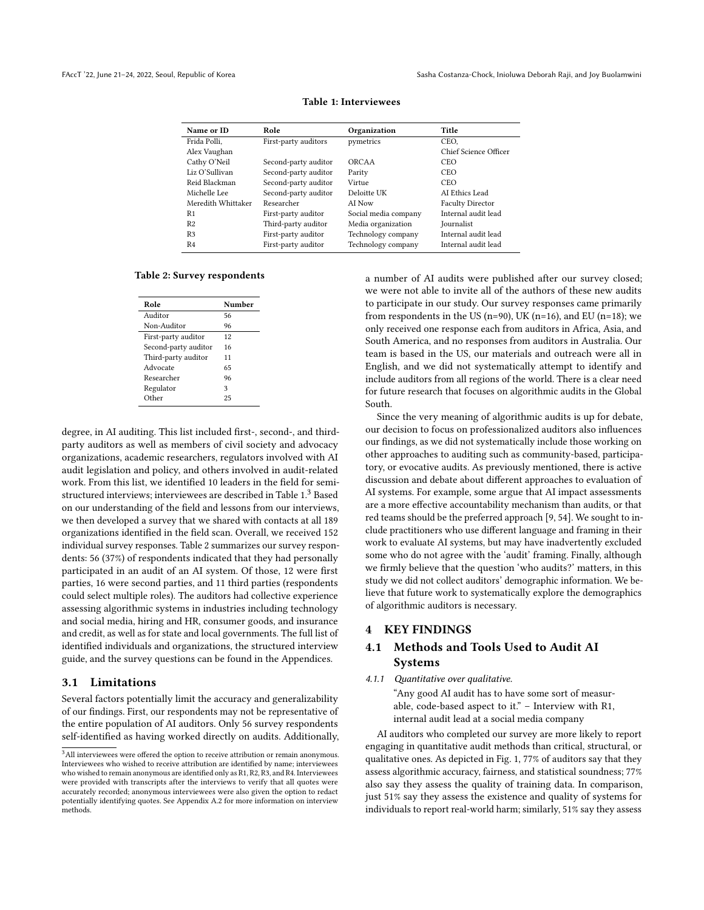**Table 1: Interviewees**

| Name or ID | Role | Organization | Title |
|---|---|---|---|
| Frida Polli, | First-party auditors | pymetrics | CEO, |
| Alex Vaughan | | | Chief Science Officer |
| Cathy O'Neil | Second-party auditor | ORCAA | CEO |
| Liz O'Sullivan | Second-party auditor | Parity | CEO |
| Reid Blackman | Second-party auditor | Virtue | CEO |
| Michelle Lee | Second-party auditor | Deloitte UK | AI Ethics Lead |
| Meredith Whittaker | Researcher | AI Now | Faculty Director |
| R1 | First-party auditor | Social media company | Internal audit lead |
| R2 | Third-party auditor | Media organization | Journalist |
| R3 | First-party auditor | Technology company | Internal audit lead |
| R4 | First-party auditor | Technology company | Internal audit lead |

**Table 2: Survey respondents**

| Role | Number |
|---|---|
| Auditor | 56 |
| Non-Auditor | 96 |
| First-party auditor | 12 |
| Second-party auditor | 16 |
| Third-party auditor | 11 |
| Advocate | 65 |
| Researcher | 96 |
| Regulator | 3 |
| Other | 25 |

degree, in AI auditing. This list included first-, second-, and third-party auditors as well as members of civil society and advocacy organizations, academic researchers, regulators involved with AI audit legislation and policy, and others involved in audit-related work. From this list, we identified 10 leaders in the field for semi-structured interviews; interviewees are described in Table 1.[3] Based on our understanding of the field and lessons from our interviews, we then developed a survey that we shared with contacts at all 189 organizations identified in the field scan. Overall, we received 152 individual survey responses. Table 2 summarizes our survey respondents: 56 (37%) of respondents indicated that they had personally participated in an audit of an AI system. Of those, 12 were first parties, 16 were second parties, and 11 third parties (respondents could select multiple roles). The auditors had collective experience assessing algorithmic systems in industries including technology and social media, hiring and HR, consumer goods, and insurance and credit, as well as for state and local governments. The full list of identified individuals and organizations, the structured interview guide, and the survey questions can be found in the Appendices.

## 3.1 Limitations

Several factors potentially limit the accuracy and generalizability of our findings. First, our respondents may not be representative of the entire population of AI auditors. Only 56 survey respondents self-identified as having worked directly on audits. Additionally, a number of AI audits were published after our survey closed; we were not able to invite all of the authors of these new audits to participate in our study. Our survey responses came primarily from respondents in the US (n=90), UK (n=16), and EU (n=18); we only received one response each from auditors in Africa, Asia, and South America, and no responses from auditors in Australia. Our team is based in the US, our materials and outreach were all in English, and we did not systematically attempt to identify and include auditors from all regions of the world. There is a clear need for future research that focuses on algorithmic audits in the Global South.

Since the very meaning of algorithmic audits is up for debate, our decision to focus on professionalized auditors also influences our findings, as we did not systematically include those working on other approaches to auditing such as community-based, participatory, or evocative audits. As previously mentioned, there is active discussion and debate about different approaches to evaluation of AI systems. For example, some argue that AI impact assessments are a more effective accountability mechanism than audits, or that red teams should be the preferred approach [9, 54]. We sought to include practitioners who use different language and framing in their work to evaluate AI systems, but may have inadvertently excluded some who do not agree with the 'audit' framing. Finally, although we firmly believe that the question 'who audits?' matters, in this study we did not collect auditors' demographic information. We believe that future work to systematically explore the demographics of algorithmic auditors is necessary.

# 4 KEY FINDINGS

## 4.1 Methods and Tools Used to Audit AI Systems

#### 4.1.1 *Quantitative over qualitative.*

> "Any good AI audit has to have some sort of measurable, code-based aspect to it." – Interview with R1, internal audit lead at a social media company

AI auditors who completed our survey are more likely to report engaging in quantitative audit methods than critical, structural, or qualitative ones. As depicted in Fig. 1, 77% of auditors say that they assess algorithmic accuracy, fairness, and statistical soundness; 77% also say they assess the quality of training data. In comparison, just 51% say they assess the existence and quality of systems for individuals to report real-world harm; similarly, 51% say they assess

[3] All interviewees were offered the option to receive attribution or remain anonymous. Interviewees who wished to receive attribution are identified by name; interviewees who wished to remain anonymous are identified only as R1, R2, R3, and R4. Interviewees were provided with transcripts after the interviews to verify that all quotes were accurately recorded; anonymous interviewees were also given the option to redact potentially identifying quotes. See Appendix A.2 for more information on interview methods.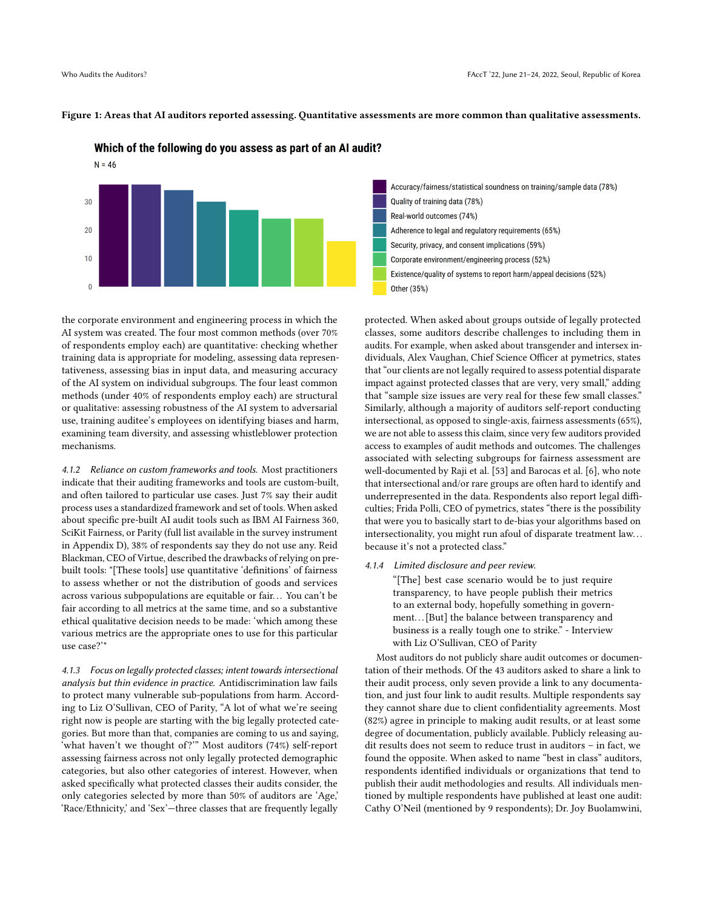**Figure 1: Areas that AI auditors reported assessing. Quantitative assessments are more common than qualitative assessments.**

the corporate environment and engineering process in which the AI system was created. The four most common methods (over 70% of respondents employ each) are quantitative: checking whether training data is appropriate for modeling, assessing data representativeness, assessing bias in input data, and measuring accuracy of the AI system on individual subgroups. The four least common methods (under 40% of respondents employ each) are structural or qualitative: assessing robustness of the AI system to adversarial use, training auditee's employees on identifying biases and harm, examining team diversity, and assessing whistleblower protection mechanisms.

*4.1.2 Reliance on custom frameworks and tools.* Most practitioners indicate that their auditing frameworks and tools are custom-built, and often tailored to particular use cases. Just 7% say their audit process uses a standardized framework and set of tools. When asked about specific pre-built AI audit tools such as IBM AI Fairness 360, SciKit Fairness, or Parity (full list available in the survey instrument in Appendix D), 38% of respondents say they do not use any. Reid Blackman, CEO of Virtue, described the drawbacks of relying on pre-built tools: "[These tools] use quantitative 'definitions' of fairness to assess whether or not the distribution of goods and services across various subpopulations are equitable or fair… You can't be fair according to all metrics at the same time, and so a substantive ethical qualitative decision needs to be made: 'which among these various metrics are the appropriate ones to use for this particular use case?'"

*4.1.3 Focus on legally protected classes; intent towards intersectional analysis but thin evidence in practice.* Antidiscrimination law fails to protect many vulnerable sub-populations from harm. According to Liz O'Sullivan, CEO of Parity, "A lot of what we're seeing right now is people are starting with the big legally protected categories. But more than that, companies are coming to us and saying, 'what haven't we thought of?'" Most auditors (74%) self-report assessing fairness across not only legally protected demographic categories, but also other categories of interest. However, when asked specifically what protected classes their audits consider, the only categories selected by more than 50% of auditors are 'Age,' 'Race/Ethnicity,' and 'Sex'—three classes that are frequently legally protected. When asked about groups outside of legally protected classes, some auditors describe challenges to including them in audits. For example, when asked about transgender and intersex individuals, Alex Vaughan, Chief Science Officer at pymetrics, states that "our clients are not legally required to assess potential disparate impact against protected classes that are very, very small," adding that "sample size issues are very real for these few small classes." Similarly, although a majority of auditors self-report conducting intersectional, as opposed to single-axis, fairness assessments (65%), we are not able to assess this claim, since very few auditors provided access to examples of audit methods and outcomes. The challenges associated with selecting subgroups for fairness assessment are well-documented by Raji et al. [53] and Barocas et al. [6], who note that intersectional and/or rare groups are often hard to identify and underrepresented in the data. Respondents also report legal difficulties; Frida Polli, CEO of pymetrics, states "there is the possibility that were you to basically start to de-bias your algorithms based on intersectionality, you might run afoul of disparate treatment law… because it's not a protected class."

*4.1.4 Limited disclosure and peer review.*

> "[The] best case scenario would be to just require transparency, to have people publish their metrics to an external body, hopefully something in government…[But] the balance between transparency and business is a really tough one to strike." - Interview with Liz O'Sullivan, CEO of Parity

Most auditors do not publicly share audit outcomes or documentation of their methods. Of the 43 auditors asked to share a link to their audit process, only seven provide a link to any documentation, and just four link to audit results. Multiple respondents say they cannot share due to client confidentiality agreements. Most (82%) agree in principle to making audit results, or at least some degree of documentation, publicly available. Publicly releasing audit results does not seem to reduce trust in auditors – in fact, we found the opposite. When asked to name "best in class" auditors, respondents identified individuals or organizations that tend to publish their audit methodologies and results. All individuals mentioned by multiple respondents have published at least one audit: Cathy O'Neil (mentioned by 9 respondents); Dr. Joy Buolamwini,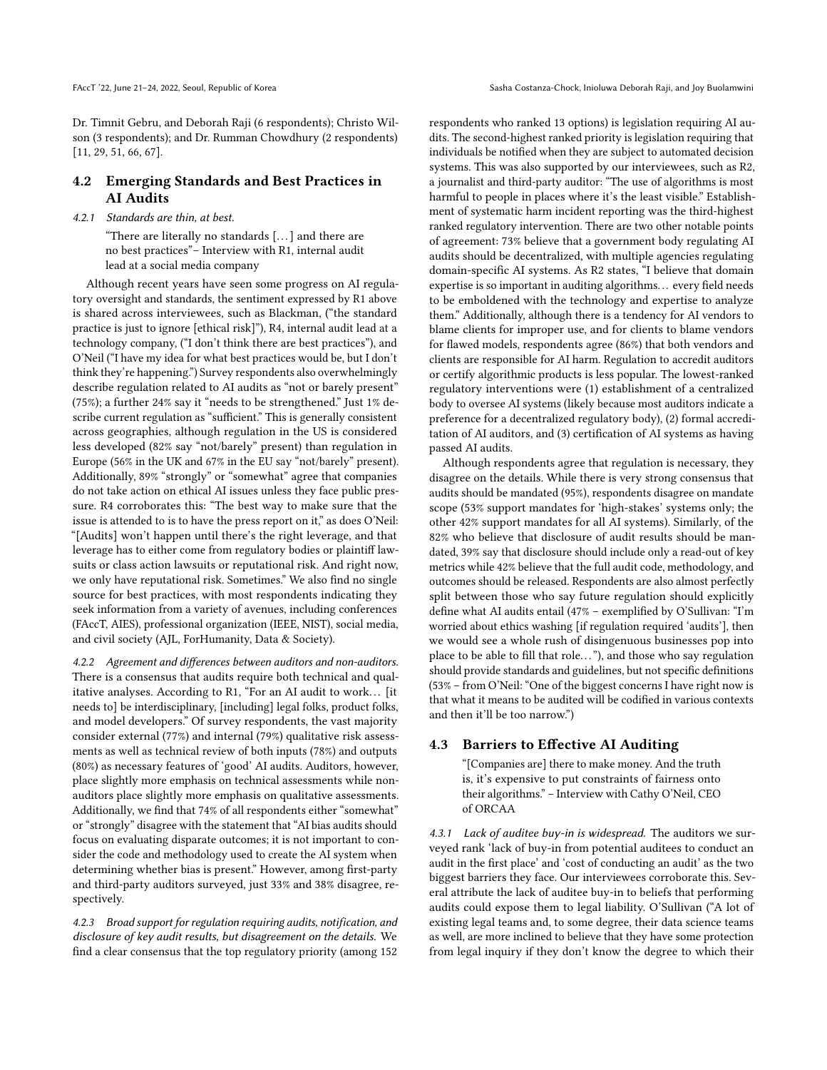Dr. Timnit Gebru, and Deborah Raji (6 respondents); Christo Wilson (3 respondents); and Dr. Rumman Chowdhury (2 respondents) [11, 29, 51, 66, 67].

## 4.2 Emerging Standards and Best Practices in AI Audits

#### 4.2.1 Standards are thin, at best.

> "There are literally no standards […] and there are no best practices"– Interview with R1, internal audit lead at a social media company

Although recent years have seen some progress on AI regulatory oversight and standards, the sentiment expressed by R1 above is shared across interviewees, such as Blackman, ("the standard practice is just to ignore [ethical risk]"), R4, internal audit lead at a technology company, ("I don't think there are best practices"), and O'Neil ("I have my idea for what best practices would be, but I don't think they're happening.") Survey respondents also overwhelmingly describe regulation related to AI audits as "not or barely present" (75%); a further 24% say it "needs to be strengthened." Just 1% describe current regulation as "sufficient." This is generally consistent across geographies, although regulation in the US is considered less developed (82% say "not/barely" present) than regulation in Europe (56% in the UK and 67% in the EU say "not/barely" present). Additionally, 89% "strongly" or "somewhat" agree that companies do not take action on ethical AI issues unless they face public pressure. R4 corroborates this: "The best way to make sure that the issue is attended to is to have the press report on it," as does O'Neil: "[Audits] won't happen until there's the right leverage, and that leverage has to either come from regulatory bodies or plaintiff lawsuits or class action lawsuits or reputational risk. And right now, we only have reputational risk. Sometimes." We also find no single source for best practices, with most respondents indicating they seek information from a variety of avenues, including conferences (FAccT, AIES), professional organization (IEEE, NIST), social media, and civil society (AJL, ForHumanity, Data & Society).

*4.2.2 Agreement and differences between auditors and non-auditors.* There is a consensus that audits require both technical and qualitative analyses. According to R1, "For an AI audit to work… [it needs to] be interdisciplinary, [including] legal folks, product folks, and model developers." Of survey respondents, the vast majority consider external (77%) and internal (79%) qualitative risk assessments as well as technical review of both inputs (78%) and outputs (80%) as necessary features of 'good' AI audits. Auditors, however, place slightly more emphasis on technical assessments while non-auditors place slightly more emphasis on qualitative assessments. Additionally, we find that 74% of all respondents either "somewhat" or "strongly" disagree with the statement that "AI bias audits should focus on evaluating disparate outcomes; it is not important to consider the code and methodology used to create the AI system when determining whether bias is present." However, among first-party and third-party auditors surveyed, just 33% and 38% disagree, respectively.

*4.2.3 Broad support for regulation requiring audits, notification, and disclosure of key audit results, but disagreement on the details.* We find a clear consensus that the top regulatory priority (among 152 respondents who ranked 13 options) is legislation requiring AI audits. The second-highest ranked priority is legislation requiring that individuals be notified when they are subject to automated decision systems. This was also supported by our interviewees, such as R2, a journalist and third-party auditor: "The use of algorithms is most harmful to people in places where it's the least visible." Establishment of systematic harm incident reporting was the third-highest ranked regulatory intervention. There are two other notable points of agreement: 73% believe that a government body regulating AI audits should be decentralized, with multiple agencies regulating domain-specific AI systems. As R2 states, "I believe that domain expertise is so important in auditing algorithms… every field needs to be emboldened with the technology and expertise to analyze them." Additionally, although there is a tendency for AI vendors to blame clients for improper use, and for clients to blame vendors for flawed models, respondents agree (86%) that both vendors and clients are responsible for AI harm. Regulation to accredit auditors or certify algorithmic products is less popular. The lowest-ranked regulatory interventions were (1) establishment of a centralized body to oversee AI systems (likely because most auditors indicate a preference for a decentralized regulatory body), (2) formal accreditation of AI auditors, and (3) certification of AI systems as having passed AI audits.

Although respondents agree that regulation is necessary, they disagree on the details. While there is very strong consensus that audits should be mandated (95%), respondents disagree on mandate scope (53% support mandates for 'high-stakes' systems only; the other 42% support mandates for all AI systems). Similarly, of the 82% who believe that disclosure of audit results should be mandated, 39% say that disclosure should include only a read-out of key metrics while 42% believe that the full audit code, methodology, and outcomes should be released. Respondents are also almost perfectly split between those who say future regulation should explicitly define what AI audits entail (47% – exemplified by O'Sullivan: "I'm worried about ethics washing [if regulation required 'audits'], then we would see a whole rush of disingenuous businesses pop into place to be able to fill that role…"), and those who say regulation should provide standards and guidelines, but not specific definitions (53% – from O'Neil: "One of the biggest concerns I have right now is that what it means to be audited will be codified in various contexts and then it'll be too narrow.")

## 4.3 Barriers to Effective AI Auditing

> "[Companies are] there to make money. And the truth is, it's expensive to put constraints of fairness onto their algorithms." – Interview with Cathy O'Neil, CEO of ORCAA

*4.3.1 Lack of auditee buy-in is widespread.* The auditors we surveyed rank 'lack of buy-in from potential auditees to conduct an audit in the first place' and 'cost of conducting an audit' as the two biggest barriers they face. Our interviewees corroborate this. Several attribute the lack of auditee buy-in to beliefs that performing audits could expose them to legal liability. O'Sullivan ("A lot of existing legal teams and, to some degree, their data science teams as well, are more inclined to believe that they have some protection from legal inquiry if they don't know the degree to which their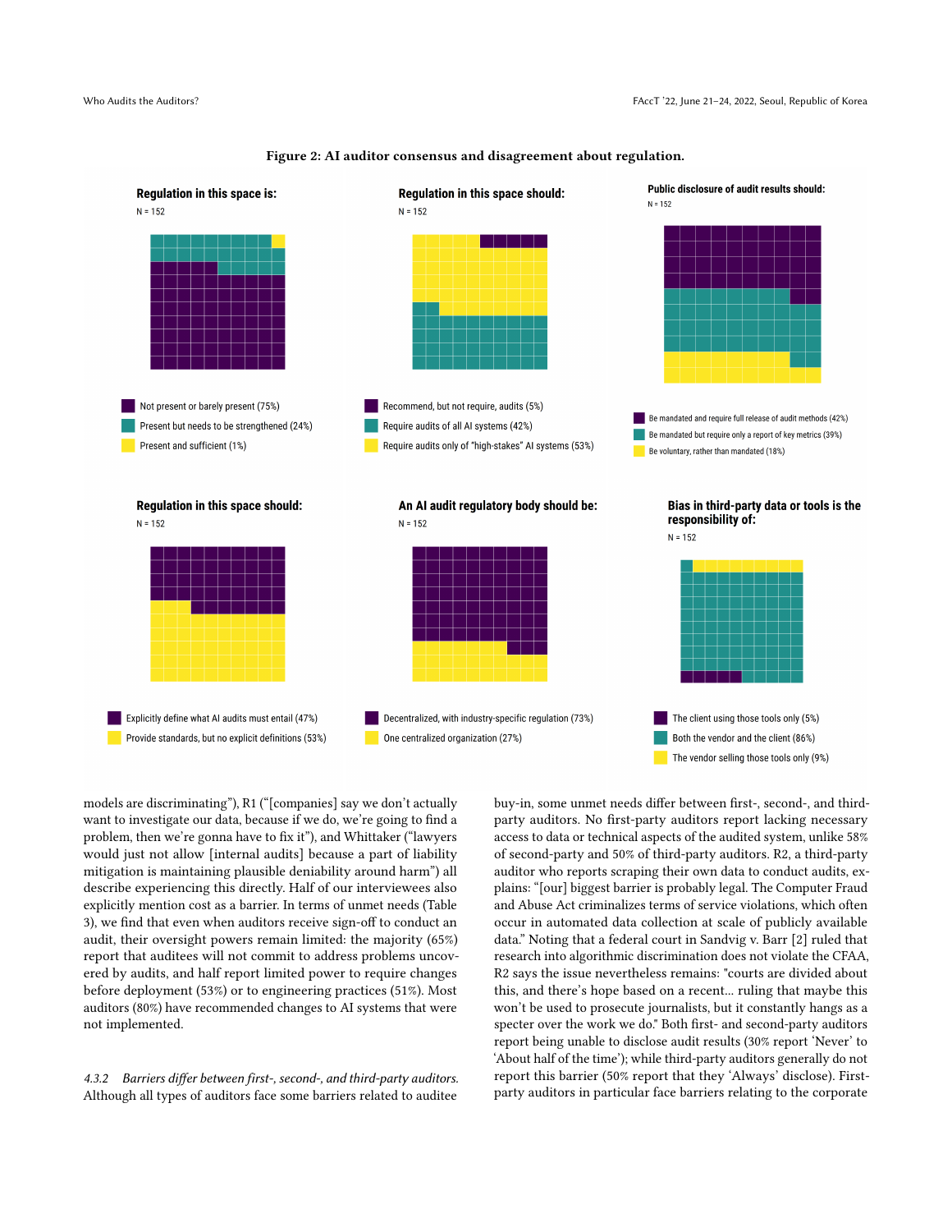**Figure 2: AI auditor consensus and disagreement about regulation.**

**Regulation in this space is:**
N = 152

- Not present or barely present (75%)
- Present but needs to be strengthened (24%)
- Present and sufficient (1%)

**Regulation in this space should:**
N = 152

- Recommend, but not require, audits (5%)
- Require audits of all AI systems (42%)
- Require audits only of "high-stakes" AI systems (53%)

**Public disclosure of audit results should:**
N = 152

- Be mandated and require full release of audit methods (42%)
- Be mandated but require only a report of key metrics (39%)
- Be voluntary, rather than mandated (18%)

**Regulation in this space should:**
N = 152

- Explicitly define what AI audits must entail (47%)
- Provide standards, but no explicit definitions (53%)

**An AI audit regulatory body should be:**
N = 152

- Decentralized, with industry-specific regulation (73%)
- One centralized organization (27%)

**Bias in third-party data or tools is the responsibility of:**
N = 152

- The client using those tools only (5%)
- Both the vendor and the client (86%)
- The vendor selling those tools only (9%)

models are discriminating"), R1 ("[companies] say we don't actually want to investigate our data, because if we do, we're going to find a problem, then we're gonna have to fix it"), and Whittaker ("lawyers would just not allow [internal audits] because a part of liability mitigation is maintaining plausible deniability around harm") all describe experiencing this directly. Half of our interviewees also explicitly mention cost as a barrier. In terms of unmet needs (Table 3), we find that even when auditors receive sign-off to conduct an audit, their oversight powers remain limited: the majority (65%) report that auditees will not commit to address problems uncovered by audits, and half report limited power to require changes before deployment (53%) or to engineering practices (51%). Most auditors (80%) have recommended changes to AI systems that were not implemented.

*4.3.2 Barriers differ between first-, second-, and third-party auditors.* Although all types of auditors face some barriers related to auditee buy-in, some unmet needs differ between first-, second-, and third-party auditors. No first-party auditors report lacking necessary access to data or technical aspects of the audited system, unlike 58% of second-party and 50% of third-party auditors. R2, a third-party auditor who reports scraping their own data to conduct audits, explains: "[our] biggest barrier is probably legal. The Computer Fraud and Abuse Act criminalizes terms of service violations, which often occur in automated data collection at scale of publicly available data." Noting that a federal court in Sandvig v. Barr [2] ruled that research into algorithmic discrimination does not violate the CFAA, R2 says the issue nevertheless remains: "courts are divided about this, and there's hope based on a recent... ruling that maybe this won't be used to prosecute journalists, but it constantly hangs as a specter over the work we do." Both first- and second-party auditors report being unable to disclose audit results (30% report 'Never' to 'About half of the time'); while third-party auditors generally do not report this barrier (50% report that they 'Always' disclose). First-party auditors in particular face barriers relating to the corporate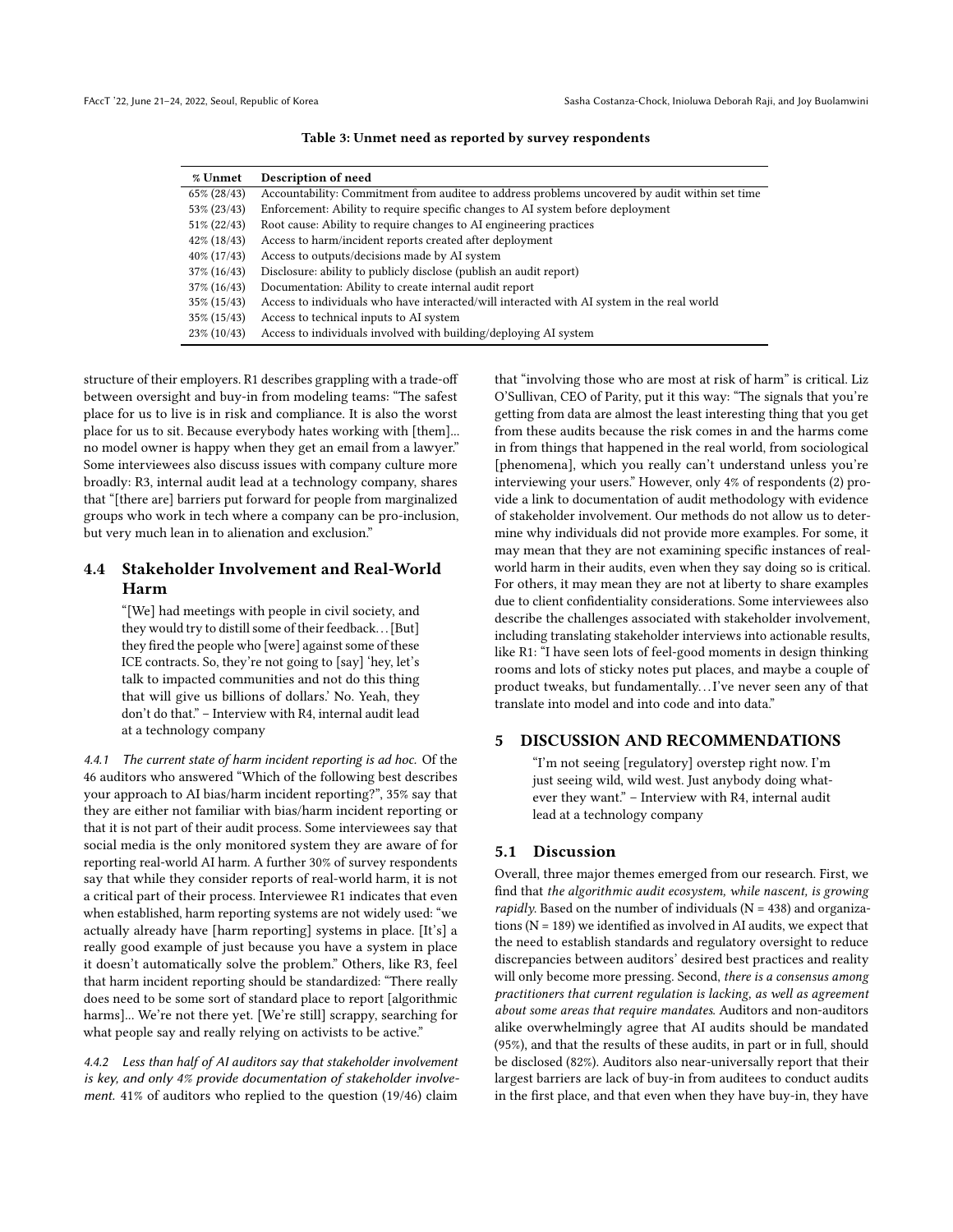Table 3: Unmet need as reported by survey respondents

| % Unmet | Description of need |
| --- | --- |
| 65% (28/43) | Accountability: Commitment from auditee to address problems uncovered by audit within set time |
| 53% (23/43) | Enforcement: Ability to require specific changes to AI system before deployment |
| 51% (22/43) | Root cause: Ability to require changes to AI engineering practices |
| 42% (18/43) | Access to harm/incident reports created after deployment |
| 40% (17/43) | Access to outputs/decisions made by AI system |
| 37% (16/43) | Disclosure: ability to publicly disclose (publish an audit report) |
| 37% (16/43) | Documentation: Ability to create internal audit report |
| 35% (15/43) | Access to individuals who have interacted/will interacted with AI system in the real world |
| 35% (15/43) | Access to technical inputs to AI system |
| 23% (10/43) | Access to individuals involved with building/deploying AI system |

structure of their employers. R1 describes grappling with a trade-off between oversight and buy-in from modeling teams: "The safest place for us to live is in risk and compliance. It is also the worst place for us to sit. Because everybody hates working with [them]... no model owner is happy when they get an email from a lawyer." Some interviewees also discuss issues with company culture more broadly: R3, internal audit lead at a technology company, shares that "[there are] barriers put forward for people from marginalized groups who work in tech where a company can be pro-inclusion, but very much lean in to alienation and exclusion."

## 4.4 Stakeholder Involvement and Real-World Harm

> "[We] had meetings with people in civil society, and they would try to distill some of their feedback… [But] they fired the people who [were] against some of these ICE contracts. So, they're not going to [say] 'hey, let's talk to impacted communities and not do this thing that will give us billions of dollars.' No. Yeah, they don't do that." – Interview with R4, internal audit lead at a technology company

*4.4.1 The current state of harm incident reporting is ad hoc.* Of the 46 auditors who answered "Which of the following best describes your approach to AI bias/harm incident reporting?", 35% say that they are either not familiar with bias/harm incident reporting or that it is not part of their audit process. Some interviewees say that social media is the only monitored system they are aware of for reporting real-world AI harm. A further 30% of survey respondents say that while they consider reports of real-world harm, it is not a critical part of their process. Interviewee R1 indicates that even when established, harm reporting systems are not widely used: "we actually already have [harm reporting] systems in place. [It's] a really good example of just because you have a system in place it doesn't automatically solve the problem." Others, like R3, feel that harm incident reporting should be standardized: "There really does need to be some sort of standard place to report [algorithmic harms]... We're not there yet. [We're still] scrappy, searching for what people say and really relying on activists to be active."

*4.4.2 Less than half of AI auditors say that stakeholder involvement is key, and only 4% provide documentation of stakeholder involvement.* 41% of auditors who replied to the question (19/46) claim that "involving those who are most at risk of harm" is critical. Liz O'Sullivan, CEO of Parity, put it this way: "The signals that you're getting from data are almost the least interesting thing that you get from these audits because the risk comes in and the harms come in from things that happened in the real world, from sociological [phenomena], which you really can't understand unless you're interviewing your users." However, only 4% of respondents (2) provide a link to documentation of audit methodology with evidence of stakeholder involvement. Our methods do not allow us to determine why individuals did not provide more examples. For some, it may mean that they are not examining specific instances of real-world harm in their audits, even when they say doing so is critical. For others, it may mean they are not at liberty to share examples due to client confidentiality considerations. Some interviewees also describe the challenges associated with stakeholder involvement, including translating stakeholder interviews into actionable results, like R1: "I have seen lots of feel-good moments in design thinking rooms and lots of sticky notes put places, and maybe a couple of product tweaks, but fundamentally… I've never seen any of that translate into model and into code and into data."

# 5 DISCUSSION AND RECOMMENDATIONS

> "I'm not seeing [regulatory] overstep right now. I'm just seeing wild, wild west. Just anybody doing whatever they want." – Interview with R4, internal audit lead at a technology company

## 5.1 Discussion

Overall, three major themes emerged from our research. First, we find that *the algorithmic audit ecosystem, while nascent, is growing rapidly.* Based on the number of individuals (N = 438) and organizations (N = 189) we identified as involved in AI audits, we expect that the need to establish standards and regulatory oversight to reduce discrepancies between auditors' desired best practices and reality will only become more pressing. Second, *there is a consensus among practitioners that current regulation is lacking, as well as agreement about some areas that require mandates.* Auditors and non-auditors alike overwhelmingly agree that AI audits should be mandated (95%), and that the results of these audits, in part or in full, should be disclosed (82%). Auditors also near-universally report that their largest barriers are lack of buy-in from auditees to conduct audits in the first place, and that even when they have buy-in, they have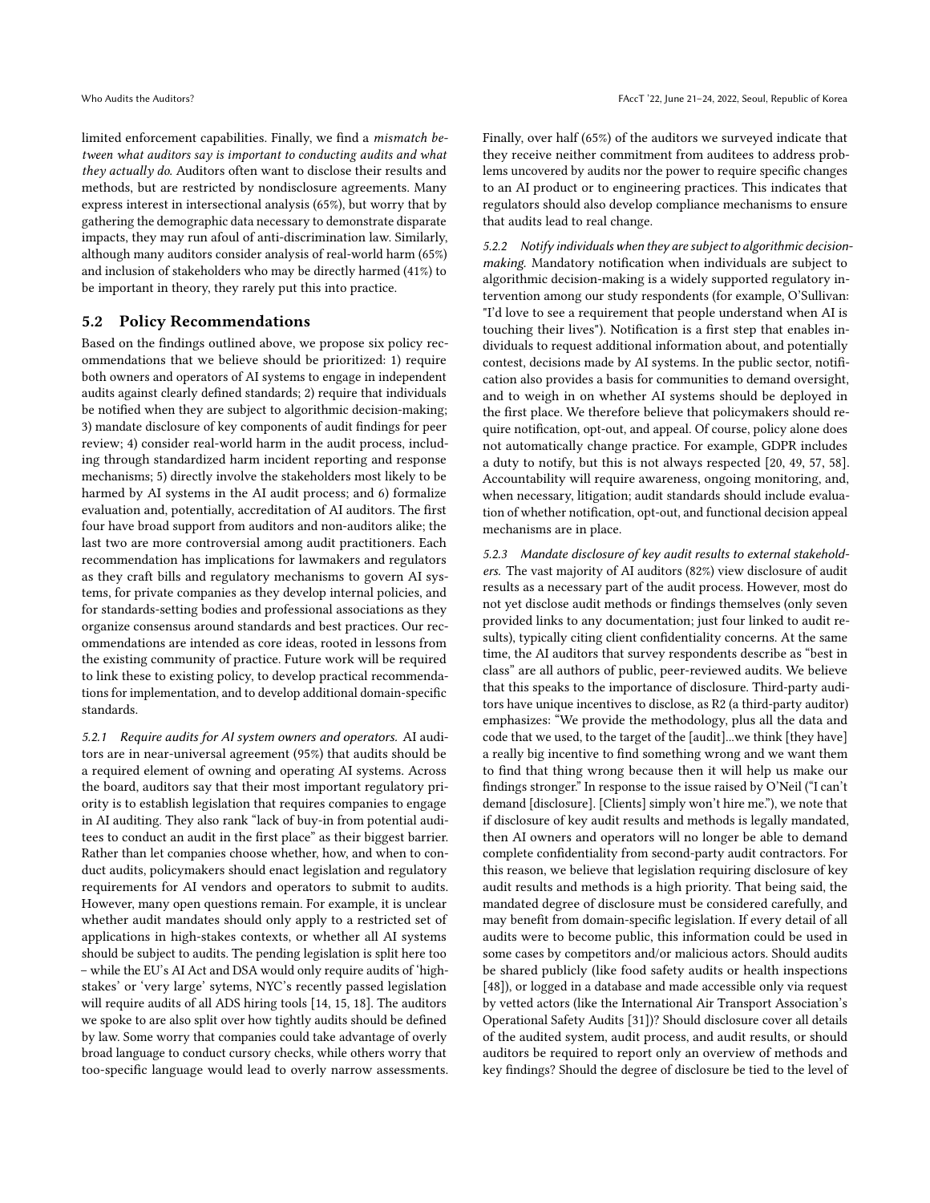limited enforcement capabilities. Finally, we find a *mismatch between what auditors say is important to conducting audits and what they actually do.* Auditors often want to disclose their results and methods, but are restricted by nondisclosure agreements. Many express interest in intersectional analysis (65%), but worry that by gathering the demographic data necessary to demonstrate disparate impacts, they may run afoul of anti-discrimination law. Similarly, although many auditors consider analysis of real-world harm (65%) and inclusion of stakeholders who may be directly harmed (41%) to be important in theory, they rarely put this into practice.

## 5.2 Policy Recommendations

Based on the findings outlined above, we propose six policy recommendations that we believe should be prioritized: 1) require both owners and operators of AI systems to engage in independent audits against clearly defined standards; 2) require that individuals be notified when they are subject to algorithmic decision-making; 3) mandate disclosure of key components of audit findings for peer review; 4) consider real-world harm in the audit process, including through standardized harm incident reporting and response mechanisms; 5) directly involve the stakeholders most likely to be harmed by AI systems in the AI audit process; and 6) formalize evaluation and, potentially, accreditation of AI auditors. The first four have broad support from auditors and non-auditors alike; the last two are more controversial among audit practitioners. Each recommendation has implications for lawmakers and regulators as they craft bills and regulatory mechanisms to govern AI systems, for private companies as they develop internal policies, and for standards-setting bodies and professional associations as they organize consensus around standards and best practices. Our recommendations are intended as core ideas, rooted in lessons from the existing community of practice. Future work will be required to link these to existing policy, to develop practical recommendations for implementation, and to develop additional domain-specific standards.

*5.2.1 Require audits for AI system owners and operators.* AI auditors are in near-universal agreement (95%) that audits should be a required element of owning and operating AI systems. Across the board, auditors say that their most important regulatory priority is to establish legislation that requires companies to engage in AI auditing. They also rank "lack of buy-in from potential auditees to conduct an audit in the first place" as their biggest barrier. Rather than let companies choose whether, how, and when to conduct audits, policymakers should enact legislation and regulatory requirements for AI vendors and operators to submit to audits. However, many open questions remain. For example, it is unclear whether audit mandates should only apply to a restricted set of applications in high-stakes contexts, or whether all AI systems should be subject to audits. The pending legislation is split here too – while the EU's AI Act and DSA would only require audits of 'high-stakes' or 'very large' sytems, NYC's recently passed legislation will require audits of all ADS hiring tools [14, 15, 18]. The auditors we spoke to are also split over how tightly audits should be defined by law. Some worry that companies could take advantage of overly broad language to conduct cursory checks, while others worry that too-specific language would lead to overly narrow assessments.

Finally, over half (65%) of the auditors we surveyed indicate that they receive neither commitment from auditees to address problems uncovered by audits nor the power to require specific changes to an AI product or to engineering practices. This indicates that regulators should also develop compliance mechanisms to ensure that audits lead to real change.

*5.2.2 Notify individuals when they are subject to algorithmic decision-making.* Mandatory notification when individuals are subject to algorithmic decision-making is a widely supported regulatory intervention among our study respondents (for example, O'Sullivan: "I'd love to see a requirement that people understand when AI is touching their lives"). Notification is a first step that enables individuals to request additional information about, and potentially contest, decisions made by AI systems. In the public sector, notification also provides a basis for communities to demand oversight, and to weigh in on whether AI systems should be deployed in the first place. We therefore believe that policymakers should require notification, opt-out, and appeal. Of course, policy alone does not automatically change practice. For example, GDPR includes a duty to notify, but this is not always respected [20, 49, 57, 58]. Accountability will require awareness, ongoing monitoring, and, when necessary, litigation; audit standards should include evaluation of whether notification, opt-out, and functional decision appeal mechanisms are in place.

*5.2.3 Mandate disclosure of key audit results to external stakeholders.* The vast majority of AI auditors (82%) view disclosure of audit results as a necessary part of the audit process. However, most do not yet disclose audit methods or findings themselves (only seven provided links to any documentation; just four linked to audit results), typically citing client confidentiality concerns. At the same time, the AI auditors that survey respondents describe as "best in class" are all authors of public, peer-reviewed audits. We believe that this speaks to the importance of disclosure. Third-party auditors have unique incentives to disclose, as R2 (a third-party auditor) emphasizes: "We provide the methodology, plus all the data and code that we used, to the target of the [audit]...we think [they have] a really big incentive to find something wrong and we want them to find that thing wrong because then it will help us make our findings stronger." In response to the issue raised by O'Neil ("I can't demand [disclosure]. [Clients] simply won't hire me."), we note that if disclosure of key audit results and methods is legally mandated, then AI owners and operators will no longer be able to demand complete confidentiality from second-party audit contractors. For this reason, we believe that legislation requiring disclosure of key audit results and methods is a high priority. That being said, the mandated degree of disclosure must be considered carefully, and may benefit from domain-specific legislation. If every detail of all audits were to become public, this information could be used in some cases by competitors and/or malicious actors. Should audits be shared publicly (like food safety audits or health inspections [48]), or logged in a database and made accessible only via request by vetted actors (like the International Air Transport Association's Operational Safety Audits [31])? Should disclosure cover all details of the audited system, audit process, and audit results, or should auditors be required to report only an overview of methods and key findings? Should the degree of disclosure be tied to the level of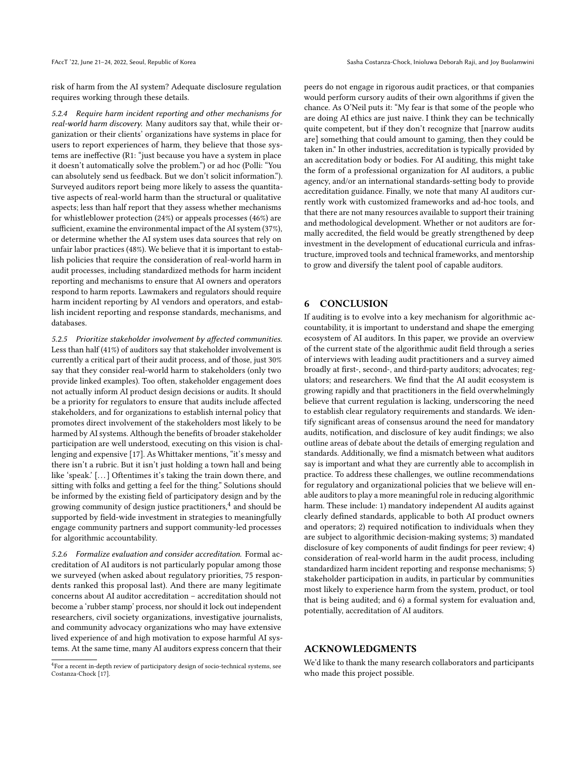risk of harm from the AI system? Adequate disclosure regulation requires working through these details.

*5.2.4 Require harm incident reporting and other mechanisms for real-world harm discovery.* Many auditors say that, while their organization or their clients' organizations have systems in place for users to report experiences of harm, they believe that those systems are ineffective (R1: "just because you have a system in place it doesn't automatically solve the problem.") or ad hoc (Polli: "You can absolutely send us feedback. But we don't solicit information."). Surveyed auditors report being more likely to assess the quantitative aspects of real-world harm than the structural or qualitative aspects; less than half report that they assess whether mechanisms for whistleblower protection (24%) or appeals processes (46%) are sufficient, examine the environmental impact of the AI system (37%), or determine whether the AI system uses data sources that rely on unfair labor practices (48%). We believe that it is important to establish policies that require the consideration of real-world harm in audit processes, including standardized methods for harm incident reporting and mechanisms to ensure that AI owners and operators respond to harm reports. Lawmakers and regulators should require harm incident reporting by AI vendors and operators, and establish incident reporting and response standards, mechanisms, and databases.

*5.2.5 Prioritize stakeholder involvement by affected communities.* Less than half (41%) of auditors say that stakeholder involvement is currently a critical part of their audit process, and of those, just 30% say that they consider real-world harm to stakeholders (only two provide linked examples). Too often, stakeholder engagement does not actually inform AI product design decisions or audits. It should be a priority for regulators to ensure that audits include affected stakeholders, and for organizations to establish internal policy that promotes direct involvement of the stakeholders most likely to be harmed by AI systems. Although the benefits of broader stakeholder participation are well understood, executing on this vision is challenging and expensive [17]. As Whittaker mentions, "it's messy and there isn't a rubric. But it isn't just holding a town hall and being like 'speak.' [...] Oftentimes it's taking the train down there, and sitting with folks and getting a feel for the thing." Solutions should be informed by the existing field of participatory design and by the growing community of design justice practitioners,[4] and should be supported by field-wide investment in strategies to meaningfully engage community partners and support community-led processes for algorithmic accountability.

*5.2.6 Formalize evaluation and consider accreditation.* Formal accreditation of AI auditors is not particularly popular among those we surveyed (when asked about regulatory priorities, 75 respondents ranked this proposal last). And there are many legitimate concerns about AI auditor accreditation – accreditation should not become a 'rubber stamp' process, nor should it lock out independent researchers, civil society organizations, investigative journalists, and community advocacy organizations who may have extensive lived experience of and high motivation to expose harmful AI systems. At the same time, many AI auditors express concern that their peers do not engage in rigorous audit practices, or that companies would perform cursory audits of their own algorithms if given the chance. As O'Neil puts it: "My fear is that some of the people who are doing AI ethics are just naive. I think they can be technically quite competent, but if they don't recognize that [narrow audits are] something that could amount to gaming, then they could be taken in." In other industries, accreditation is typically provided by an accreditation body or bodies. For AI auditing, this might take the form of a professional organization for AI auditors, a public agency, and/or an international standards-setting body to provide accreditation guidance. Finally, we note that many AI auditors currently work with customized frameworks and ad-hoc tools, and that there are not many resources available to support their training and methodological development. Whether or not auditors are formally accredited, the field would be greatly strengthened by deep investment in the development of educational curricula and infrastructure, improved tools and technical frameworks, and mentorship to grow and diversify the talent pool of capable auditors.

## 6 CONCLUSION

If auditing is to evolve into a key mechanism for algorithmic accountability, it is important to understand and shape the emerging ecosystem of AI auditors. In this paper, we provide an overview of the current state of the algorithmic audit field through a series of interviews with leading audit practitioners and a survey aimed broadly at first-, second-, and third-party auditors; advocates; regulators; and researchers. We find that the AI audit ecosystem is growing rapidly and that practitioners in the field overwhelmingly believe that current regulation is lacking, underscoring the need to establish clear regulatory requirements and standards. We identify significant areas of consensus around the need for mandatory audits, notification, and disclosure of key audit findings; we also outline areas of debate about the details of emerging regulation and standards. Additionally, we find a mismatch between what auditors say is important and what they are currently able to accomplish in practice. To address these challenges, we outline recommendations for regulatory and organizational policies that we believe will enable auditors to play a more meaningful role in reducing algorithmic harm. These include: 1) mandatory independent AI audits against clearly defined standards, applicable to both AI product owners and operators; 2) required notification to individuals when they are subject to algorithmic decision-making systems; 3) mandated disclosure of key components of audit findings for peer review; 4) consideration of real-world harm in the audit process, including standardized harm incident reporting and response mechanisms; 5) stakeholder participation in audits, in particular by communities most likely to experience harm from the system, product, or tool that is being audited; and 6) a formal system for evaluation and, potentially, accreditation of AI auditors.

## ACKNOWLEDGMENTS

We'd like to thank the many research collaborators and participants who made this project possible.

---

[4] For a recent in-depth review of participatory design of socio-technical systems, see Costanza-Chock [17].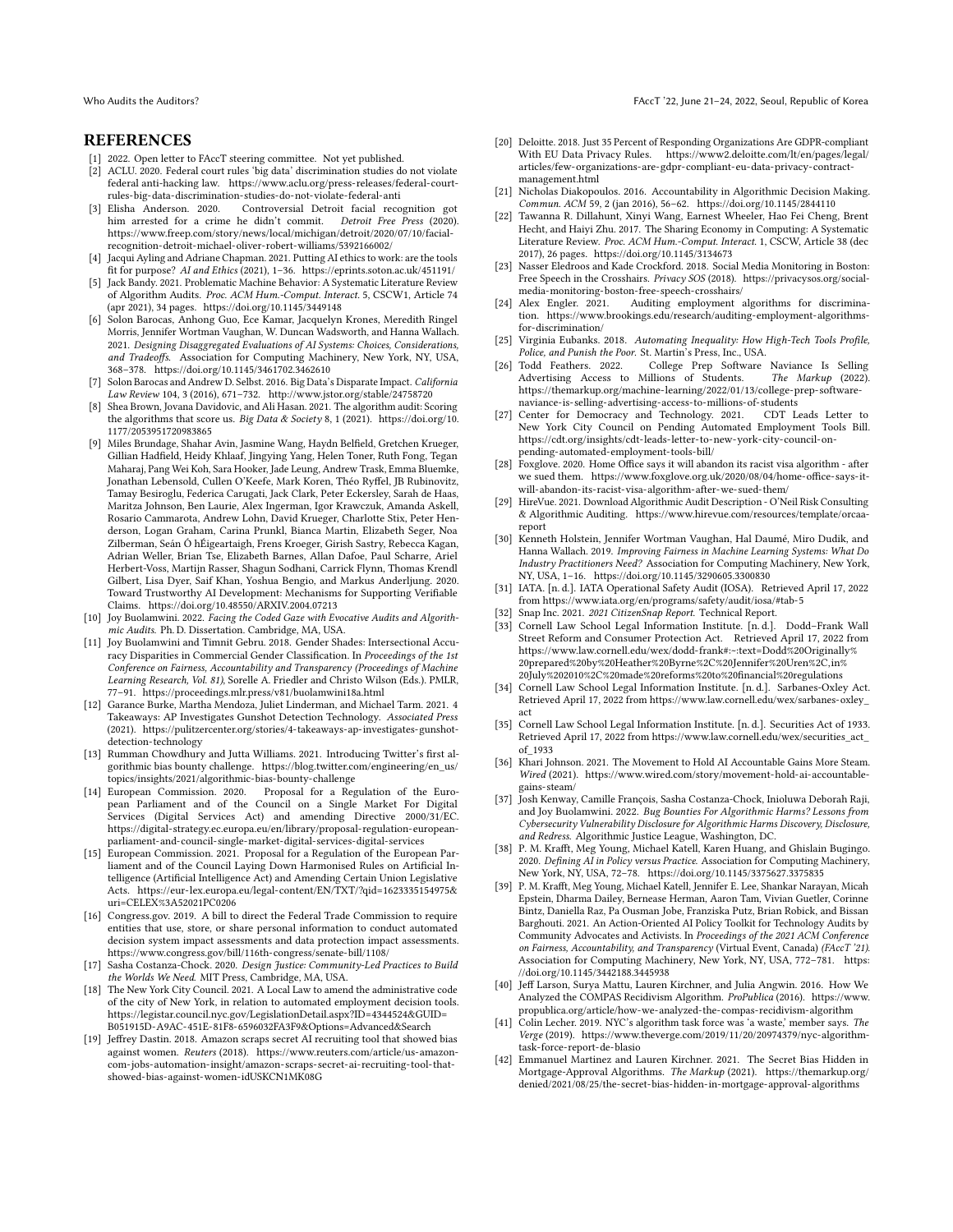## REFERENCES

- [1] 2022. Open letter to FAccT steering committee. Not yet published.
- [2] ACLU. 2020. Federal court rules 'big data' discrimination studies do not violate federal anti-hacking law. https://www.aclu.org/press-releases/federal-court-rules-big-data-discrimination-studies-do-not-violate-federal-anti
- [3] Elisha Anderson. 2020. Controversial Detroit facial recognition got him arrested for a crime he didn't commit. *Detroit Free Press* (2020). https://www.freep.com/story/news/local/michigan/detroit/2020/07/10/facial-recognition-detroit-michael-oliver-robert-williams/5392166002/
- [4] Jacqui Ayling and Adriane Chapman. 2021. Putting AI ethics to work: are the tools fit for purpose? *AI and Ethics* (2021), 1–36. https://eprints.soton.ac.uk/451191/
- [5] Jack Bandy. 2021. Problematic Machine Behavior: A Systematic Literature Review of Algorithm Audits. *Proc. ACM Hum.-Comput. Interact.* 5, CSCW1, Article 74 (apr 2021), 34 pages. https://doi.org/10.1145/3449148
- [6] Solon Barocas, Anhong Guo, Ece Kamar, Jacquelyn Krones, Meredith Ringel Morris, Jennifer Wortman Vaughan, W. Duncan Wadsworth, and Hanna Wallach. 2021. *Designing Disaggregated Evaluations of AI Systems: Choices, Considerations, and Tradeoffs*. Association for Computing Machinery, New York, NY, USA, 368–378. https://doi.org/10.1145/3461702.3462610
- [7] Solon Barocas and Andrew D. Selbst. 2016. Big Data's Disparate Impact. *California Law Review* 104, 3 (2016), 671–732. http://www.jstor.org/stable/24758720
- [8] Shea Brown, Jovana Davidovic, and Ali Hasan. 2021. The algorithm audit: Scoring the algorithms that score us. *Big Data & Society* 8, 1 (2021). https://doi.org/10.1177/2053951720983865
- [9] Miles Brundage, Shahar Avin, Jasmine Wang, Haydn Belfield, Gretchen Krueger, Gillian Hadfield, Heidy Khlaaf, Jingying Yang, Helen Toner, Ruth Fong, Tegan Maharaj, Pang Wei Koh, Sara Hooker, Jade Leung, Andrew Trask, Emma Bluemke, Jonathan Lebensold, Cullen O'Keefe, Mark Koren, Théo Ryffel, JB Rubinovitz, Tamay Besiroglu, Federica Carugati, Jack Clark, Peter Eckersley, Sarah de Haas, Maritza Johnson, Ben Laurie, Alex Ingerman, Igor Krawczuk, Amanda Askell, Rosario Cammarota, Andrew Lohn, David Krueger, Charlotte Stix, Peter Henderson, Logan Graham, Carina Prunkl, Bianca Martin, Elizabeth Seger, Noa Zilberman, Seán Ó hÉigeartaigh, Frens Kroeger, Girish Sastry, Rebecca Kagan, Adrian Weller, Brian Tse, Elizabeth Barnes, Allan Dafoe, Paul Scharre, Ariel Herbert-Voss, Martijn Rasser, Shagun Sodhani, Carrick Flynn, Thomas Krendl Gilbert, Lisa Dyer, Saif Khan, Yoshua Bengio, and Markus Anderljung. 2020. Toward Trustworthy AI Development: Mechanisms for Supporting Verifiable Claims. https://doi.org/10.48550/ARXIV.2004.07213
- [10] Joy Buolamwini. 2022. *Facing the Coded Gaze with Evocative Audits and Algorithmic Audits*. Ph. D. Dissertation. Cambridge, MA, USA.
- [11] Joy Buolamwini and Timnit Gebru. 2018. Gender Shades: Intersectional Accuracy Disparities in Commercial Gender Classification. In *Proceedings of the 1st Conference on Fairness, Accountability and Transparency (Proceedings of Machine Learning Research, Vol. 81)*, Sorelle A. Friedler and Christo Wilson (Eds.). PMLR, 77–91. https://proceedings.mlr.press/v81/buolamwini18a.html
- [12] Garance Burke, Martha Mendoza, Juliet Linderman, and Michael Tarm. 2021. 4 Takeaways: AP Investigates Gunshot Detection Technology. *Associated Press* (2021). https://pulitzercenter.org/stories/4-takeaways-ap-investigates-gunshot-detection-technology
- [13] Rumman Chowdhury and Jutta Williams. 2021. Introducing Twitter's first algorithmic bias bounty challenge. https://blog.twitter.com/engineering/en_us/topics/insights/2021/algorithmic-bias-bounty-challenge
- [14] European Commission. 2020. Proposal for a Regulation of the European Parliament and of the Council on a Single Market For Digital Services (Digital Services Act) and amending Directive 2000/31/EC. https://digital-strategy.ec.europa.eu/en/library/proposal-regulation-european-parliament-and-council-single-market-digital-services-digital-services
- [15] European Commission. 2021. Proposal for a Regulation of the European Parliament and of the Council Laying Down Harmonised Rules on Artificial Intelligence (Artificial Intelligence Act) and Amending Certain Union Legislative Acts. https://eur-lex.europa.eu/legal-content/EN/TXT/?qid=1623335154975&uri=CELEX%3A52021PC0206
- [16] Congress.gov. 2019. A bill to direct the Federal Trade Commission to require entities that use, store, or share personal information to conduct automated decision system impact assessments and data protection impact assessments. https://www.congress.gov/bill/116th-congress/senate-bill/1108/
- [17] Sasha Costanza-Chock. 2020. *Design Justice: Community-Led Practices to Build the Worlds We Need*. MIT Press, Cambridge, MA, USA.
- [18] The New York City Council. 2021. A Local Law to amend the administrative code of the city of New York, in relation to automated employment decision tools. https://legistar.council.nyc.gov/LegislationDetail.aspx?ID=4344524&GUID=B051915D-A9AC-451E-81F8-6596032FA3F9&Options=Advanced&Search
- [19] Jeffrey Dastin. 2018. Amazon scraps secret AI recruiting tool that showed bias against women. *Reuters* (2018). https://www.reuters.com/article/us-amazon-com-jobs-automation-insight/amazon-scraps-secret-ai-recruiting-tool-that-showed-bias-against-women-idUSKCN1MK08G
- [20] Deloitte. 2018. Just 35 Percent of Responding Organizations Are GDPR-compliant With EU Data Privacy Rules. https://www2.deloitte.com/lt/en/pages/legal/articles/few-organizations-are-gdpr-compliant-eu-data-privacy-contract-management.html
- [21] Nicholas Diakopoulos. 2016. Accountability in Algorithmic Decision Making. *Commun. ACM* 59, 2 (jan 2016), 56–62. https://doi.org/10.1145/2844110
- [22] Tawanna R. Dillahunt, Xinyi Wang, Earnest Wheeler, Hao Fei Cheng, Brent Hecht, and Haiyi Zhu. 2017. The Sharing Economy in Computing: A Systematic Literature Review. *Proc. ACM Hum.-Comput. Interact.* 1, CSCW, Article 38 (dec 2017), 26 pages. https://doi.org/10.1145/3134673
- [23] Nasser Eledroos and Kade Crockford. 2018. Social Media Monitoring in Boston: Free Speech in the Crosshairs. *Privacy SOS* (2018). https://privacysos.org/social-media-monitoring-boston-free-speech-crosshairs/
- [24] Alex Engler. 2021. Auditing employment algorithms for discrimination. https://www.brookings.edu/research/auditing-employment-algorithms-for-discrimination/
- [25] Virginia Eubanks. 2018. *Automating Inequality: How High-Tech Tools Profile, Police, and Punish the Poor*. St. Martin's Press, Inc., USA.
- [26] Todd Feathers. 2022. College Prep Software Naviance Is Selling Advertising Access to Millions of Students. *The Markup* (2022). https://themarkup.org/machine-learning/2022/01/13/college-prep-software-naviance-is-selling-advertising-access-to-millions-of-students
- [27] Center for Democracy and Technology. 2021. CDT Leads Letter to New York City Council on Pending Automated Employment Tools Bill. https://cdt.org/insights/cdt-leads-letter-to-new-york-city-council-on-pending-automated-employment-tools-bill/
- [28] Foxglove. 2020. Home Office says it will abandon its racist visa algorithm - after we sued them. https://www.foxglove.org.uk/2020/08/04/home-office-says-it-will-abandon-its-racist-visa-algorithm-after-we-sued-them/
- [29] HireVue. 2021. Download Algorithmic Audit Description - O'Neil Risk Consulting & Algorithmic Auditing. https://www.hirevue.com/resources/template/orcaa-report
- [30] Kenneth Holstein, Jennifer Wortman Vaughan, Hal Daumé, Miro Dudik, and Hanna Wallach. 2019. *Improving Fairness in Machine Learning Systems: What Do Industry Practitioners Need?* Association for Computing Machinery, New York, NY, USA, 1–16. https://doi.org/10.1145/3290605.3300830
- [31] IATA. [n. d.]. IATA Operational Safety Audit (IOSA). Retrieved April 17, 2022 from https://www.iata.org/en/programs/safety/audit/iosa/#tab-5
- [32] Snap Inc. 2021. *2021 CitizenSnap Report*. Technical Report.
- [33] Cornell Law School Legal Information Institute. [n. d.]. Dodd–Frank Wall Street Reform and Consumer Protection Act. Retrieved April 17, 2022 from https://www.law.cornell.edu/wex/dodd-frank#:~:text=Dodd%20Originally%20prepared%20by%20Heather%20Byrne%2C%20Jennifer%20Uren%2C,in%20July%202010%2C%20made%20reforms%20to%20financial%20regulations
- [34] Cornell Law School Legal Information Institute. [n. d.]. Sarbanes-Oxley Act. Retrieved April 17, 2022 from https://www.law.cornell.edu/wex/sarbanes-oxley_act
- [35] Cornell Law School Legal Information Institute. [n. d.]. Securities Act of 1933. Retrieved April 17, 2022 from https://www.law.cornell.edu/wex/securities_act_of_1933
- [36] Khari Johnson. 2021. The Movement to Hold AI Accountable Gains More Steam. *Wired* (2021). https://www.wired.com/story/movement-hold-ai-accountable-gains-steam/
- [37] Josh Kenway, Camille François, Sasha Costanza-Chock, Inioluwa Deborah Raji, and Joy Buolamwini. 2022. *Bug Bounties For Algorithmic Harms? Lessons from Cybersecurity Vulnerability Disclosure for Algorithmic Harms Discovery, Disclosure, and Redress*. Algorithmic Justice League, Washington, DC.
- [38] P. M. Krafft, Meg Young, Michael Katell, Karen Huang, and Ghislain Bugingo. 2020. *Defining AI in Policy versus Practice*. Association for Computing Machinery, New York, NY, USA, 72–78. https://doi.org/10.1145/3375627.3375835
- [39] P. M. Krafft, Meg Young, Michael Katell, Jennifer E. Lee, Shankar Narayan, Micah Epstein, Dharma Dailey, Bernease Herman, Aaron Tam, Vivian Guetler, Corinne Bintz, Daniella Raz, Pa Ousman Jobe, Franziska Putz, Brian Robick, and Bissan Barghouti. 2021. An Action-Oriented AI Policy Toolkit for Technology Audits by Community Advocates and Activists. In *Proceedings of the 2021 ACM Conference on Fairness, Accountability, and Transparency* (Virtual Event, Canada) *(FAccT '21)*. Association for Computing Machinery, New York, NY, USA, 772–781. https://doi.org/10.1145/3442188.3445938
- [40] Jeff Larson, Surya Mattu, Lauren Kirchner, and Julia Angwin. 2016. How We Analyzed the COMPAS Recidivism Algorithm. *ProPublica* (2016). https://www.propublica.org/article/how-we-analyzed-the-compas-recidivism-algorithm
- [41] Colin Lecher. 2019. NYC's algorithm task force was 'a waste,' member says. *The Verge* (2019). https://www.theverge.com/2019/11/20/20974379/nyc-algorithm-task-force-report-de-blasio
- [42] Emmanuel Martinez and Lauren Kirchner. 2021. The Secret Bias Hidden in Mortgage-Approval Algorithms. *The Markup* (2021). https://themarkup.org/denied/2021/08/25/the-secret-bias-hidden-in-mortgage-approval-algorithms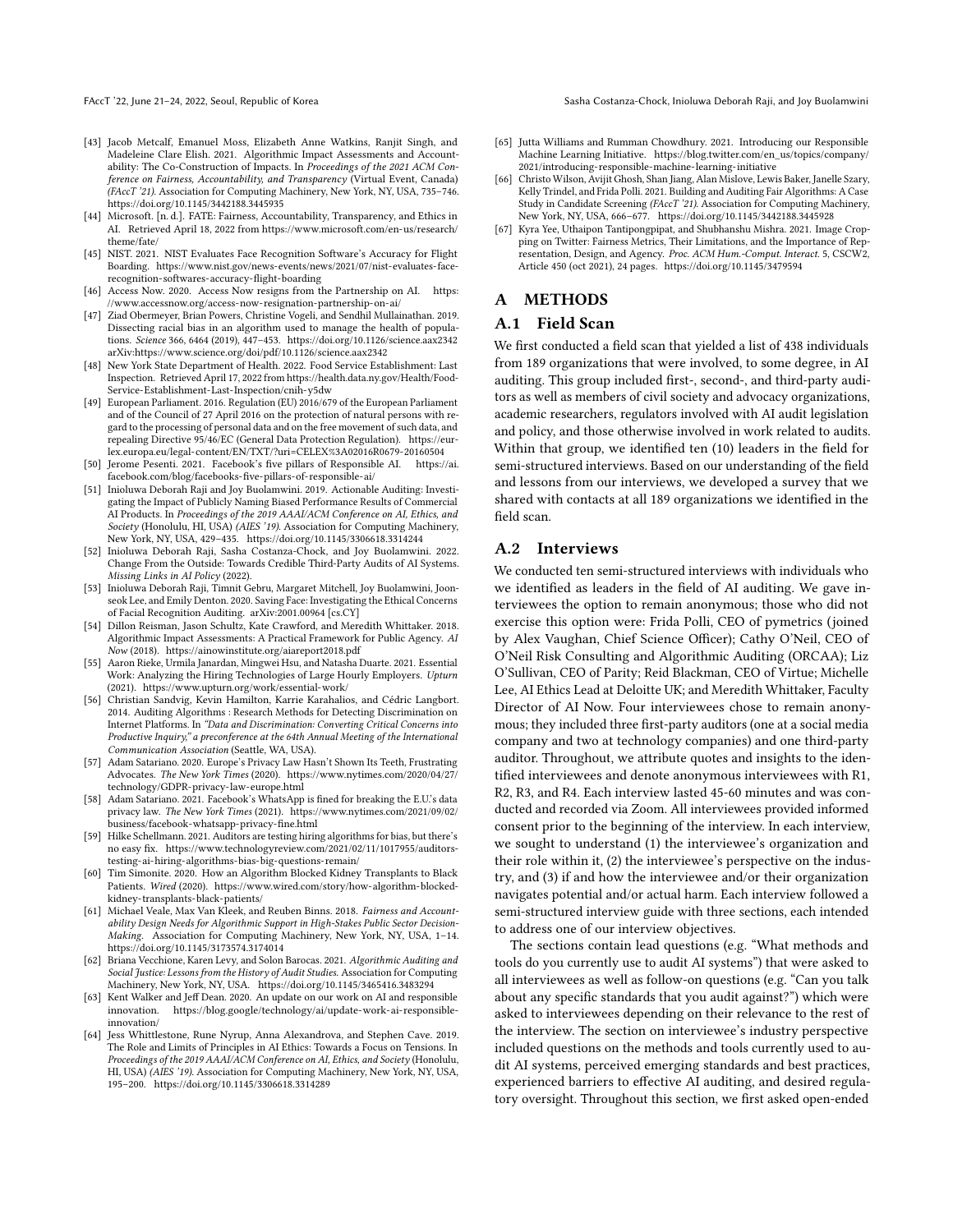[43] Jacob Metcalf, Emanuel Moss, Elizabeth Anne Watkins, Ranjit Singh, and Madeleine Clare Elish. 2021. Algorithmic Impact Assessments and Accountability: The Co-Construction of Impacts. In *Proceedings of the 2021 ACM Conference on Fairness, Accountability, and Transparency* (Virtual Event, Canada) *(FAccT '21)*. Association for Computing Machinery, New York, NY, USA, 735–746. https://doi.org/10.1145/3442188.3445935

[44] Microsoft. [n. d.]. FATE: Fairness, Accountability, Transparency, and Ethics in AI. Retrieved April 18, 2022 from https://www.microsoft.com/en-us/research/theme/fate/

[45] NIST. 2021. NIST Evaluates Face Recognition Software's Accuracy for Flight Boarding. https://www.nist.gov/news-events/news/2021/07/nist-evaluates-face-recognition-softwares-accuracy-flight-boarding

[46] Access Now. 2020. Access Now resigns from the Partnership on AI. https://www.accessnow.org/access-now-resignation-partnership-on-ai/

[47] Ziad Obermeyer, Brian Powers, Christine Vogeli, and Sendhil Mullainathan. 2019. Dissecting racial bias in an algorithm used to manage the health of populations. *Science* 366, 6464 (2019), 447–453. https://doi.org/10.1126/science.aax2342 arXiv:https://www.science.org/doi/pdf/10.1126/science.aax2342

[48] New York State Department of Health. 2022. Food Service Establishment: Last Inspection. Retrieved April 17, 2022 from https://health.data.ny.gov/Health/Food-Service-Establishment-Last-Inspection/cnih-y5dw

[49] European Parliament. 2016. Regulation (EU) 2016/679 of the European Parliament and of the Council of 27 April 2016 on the protection of natural persons with regard to the processing of personal data and on the free movement of such data, and repealing Directive 95/46/EC (General Data Protection Regulation). https://eur-lex.europa.eu/legal-content/EN/TXT/?uri=CELEX%3A02016R0679-20160504

[50] Jerome Pesenti. 2021. Facebook's five pillars of Responsible AI. https://ai.facebook.com/blog/facebooks-five-pillars-of-responsible-ai/

[51] Inioluwa Deborah Raji and Joy Buolamwini. 2019. Actionable Auditing: Investigating the Impact of Publicly Naming Biased Performance Results of Commercial AI Products. In *Proceedings of the 2019 AAAI/ACM Conference on AI, Ethics, and Society* (Honolulu, HI, USA) *(AIES '19)*. Association for Computing Machinery, New York, NY, USA, 429–435. https://doi.org/10.1145/3306618.3314244

[52] Inioluwa Deborah Raji, Sasha Costanza-Chock, and Joy Buolamwini. 2022. Change From the Outside: Towards Credible Third-Party Audits of AI Systems. *Missing Links in AI Policy* (2022).

[53] Inioluwa Deborah Raji, Timnit Gebru, Margaret Mitchell, Joy Buolamwini, Joonseok Lee, and Emily Denton. 2020. Saving Face: Investigating the Ethical Concerns of Facial Recognition Auditing. arXiv:2001.00964 [cs.CY]

[54] Dillon Reisman, Jason Schultz, Kate Crawford, and Meredith Whittaker. 2018. Algorithmic Impact Assessments: A Practical Framework for Public Agency. *AI Now* (2018). https://ainowinstitute.org/aiareport2018.pdf

[55] Aaron Rieke, Urmila Janardan, Mingwei Hsu, and Natasha Duarte. 2021. Essential Work: Analyzing the Hiring Technologies of Large Hourly Employers. *Upturn* (2021). https://www.upturn.org/work/essential-work/

[56] Christian Sandvig, Kevin Hamilton, Karrie Karahalios, and Cédric Langbort. 2014. Auditing Algorithms : Research Methods for Detecting Discrimination on Internet Platforms. In *"Data and Discrimination: Converting Critical Concerns into Productive Inquiry," a preconference at the 64th Annual Meeting of the International Communication Association* (Seattle, WA, USA).

[57] Adam Satariano. 2020. Europe's Privacy Law Hasn't Shown Its Teeth, Frustrating Advocates. *The New York Times* (2020). https://www.nytimes.com/2020/04/27/technology/GDPR-privacy-law-europe.html

[58] Adam Satariano. 2021. Facebook's WhatsApp is fined for breaking the E.U.'s data privacy law. *The New York Times* (2021). https://www.nytimes.com/2021/09/02/business/facebook-whatsapp-privacy-fine.html

[59] Hilke Schellmann. 2021. Auditors are testing hiring algorithms for bias, but there's no easy fix. https://www.technologyreview.com/2021/02/11/1017955/auditors-testing-ai-hiring-algorithms-bias-big-questions-remain/

[60] Tim Simonite. 2020. How an Algorithm Blocked Kidney Transplants to Black Patients. *Wired* (2020). https://www.wired.com/story/how-algorithm-blocked-kidney-transplants-black-patients/

[61] Michael Veale, Max Van Kleek, and Reuben Binns. 2018. *Fairness and Accountability Design Needs for Algorithmic Support in High-Stakes Public Sector Decision-Making*. Association for Computing Machinery, New York, NY, USA, 1–14. https://doi.org/10.1145/3173574.3174014

[62] Briana Vecchione, Karen Levy, and Solon Barocas. 2021. *Algorithmic Auditing and Social Justice: Lessons from the History of Audit Studies*. Association for Computing Machinery, New York, NY, USA. https://doi.org/10.1145/3465416.3483294

[63] Kent Walker and Jeff Dean. 2020. An update on our work on AI and responsible innovation. https://blog.google/technology/ai/update-work-ai-responsible-innovation/

[64] Jess Whittlestone, Rune Nyrup, Anna Alexandrova, and Stephen Cave. 2019. The Role and Limits of Principles in AI Ethics: Towards a Focus on Tensions. In *Proceedings of the 2019 AAAI/ACM Conference on AI, Ethics, and Society* (Honolulu, HI, USA) *(AIES '19)*. Association for Computing Machinery, New York, NY, USA, 195–200. https://doi.org/10.1145/3306618.3314289

[65] Jutta Williams and Rumman Chowdhury. 2021. Introducing our Responsible Machine Learning Initiative. https://blog.twitter.com/en_us/topics/company/2021/introducing-responsible-machine-learning-initiative

[66] Christo Wilson, Avijit Ghosh, Shan Jiang, Alan Mislove, Lewis Baker, Janelle Szary, Kelly Trindel, and Frida Polli. 2021. Building and Auditing Fair Algorithms: A Case Study in Candidate Screening *(FAccT '21)*. Association for Computing Machinery, New York, NY, USA, 666–677. https://doi.org/10.1145/3442188.3445928

[67] Kyra Yee, Uthaipon Tantipongpipat, and Shubhanshu Mishra. 2021. Image Cropping on Twitter: Fairness Metrics, Their Limitations, and the Importance of Representation, Design, and Agency. *Proc. ACM Hum.-Comput. Interact.* 5, CSCW2, Article 450 (oct 2021), 24 pages. https://doi.org/10.1145/3479594

# A METHODS

## A.1 Field Scan

We first conducted a field scan that yielded a list of 438 individuals from 189 organizations that were involved, to some degree, in AI auditing. This group included first-, second-, and third-party auditors as well as members of civil society and advocacy organizations, academic researchers, regulators involved with AI audit legislation and policy, and those otherwise involved in work related to audits. Within that group, we identified ten (10) leaders in the field for semi-structured interviews. Based on our understanding of the field and lessons from our interviews, we developed a survey that we shared with contacts at all 189 organizations we identified in the field scan.

## A.2 Interviews

We conducted ten semi-structured interviews with individuals who we identified as leaders in the field of AI auditing. We gave interviewees the option to remain anonymous; those who did not exercise this option were: Frida Polli, CEO of pymetrics (joined by Alex Vaughan, Chief Science Officer); Cathy O'Neil, CEO of O'Neil Risk Consulting and Algorithmic Auditing (ORCAA); Liz O'Sullivan, CEO of Parity; Reid Blackman, CEO of Virtue; Michelle Lee, AI Ethics Lead at Deloitte UK; and Meredith Whittaker, Faculty Director of AI Now. Four interviewees chose to remain anonymous; they included three first-party auditors (one at a social media company and two at technology companies) and one third-party auditor. Throughout, we attribute quotes and insights to the identified interviewees and denote anonymous interviewees with R1, R2, R3, and R4. Each interview lasted 45-60 minutes and was conducted and recorded via Zoom. All interviewees provided informed consent prior to the beginning of the interview. In each interview, we sought to understand (1) the interviewee's organization and their role within it, (2) the interviewee's perspective on the industry, and (3) if and how the interviewee and/or their organization navigates potential and/or actual harm. Each interview followed a semi-structured interview guide with three sections, each intended to address one of our interview objectives.

The sections contain lead questions (e.g. "What methods and tools do you currently use to audit AI systems") that were asked to all interviewees as well as follow-on questions (e.g. "Can you talk about any specific standards that you audit against?") which were asked to interviewees depending on their relevance to the rest of the interview. The section on interviewee's industry perspective included questions on the methods and tools currently used to audit AI systems, perceived emerging standards and best practices, experienced barriers to effective AI auditing, and desired regulatory oversight. Throughout this section, we first asked open-ended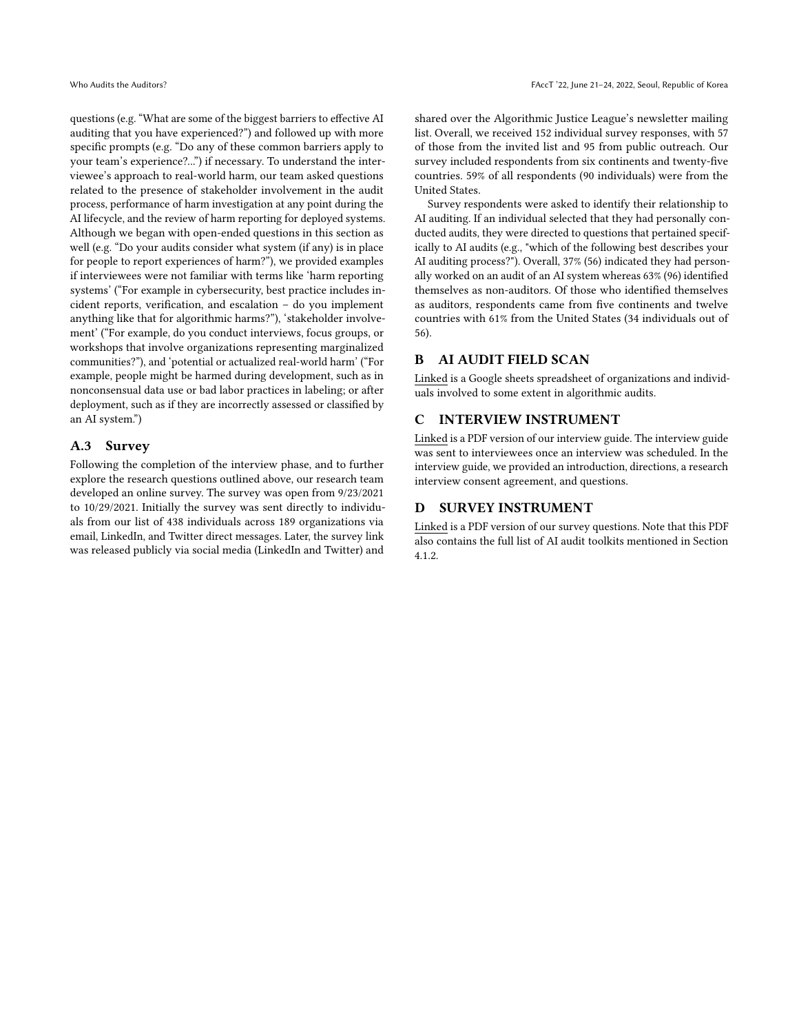questions (e.g. "What are some of the biggest barriers to effective AI auditing that you have experienced?") and followed up with more specific prompts (e.g. "Do any of these common barriers apply to your team's experience?...") if necessary. To understand the interviewee's approach to real-world harm, our team asked questions related to the presence of stakeholder involvement in the audit process, performance of harm investigation at any point during the AI lifecycle, and the review of harm reporting for deployed systems. Although we began with open-ended questions in this section as well (e.g. "Do your audits consider what system (if any) is in place for people to report experiences of harm?"), we provided examples if interviewees were not familiar with terms like 'harm reporting systems' ("For example in cybersecurity, best practice includes incident reports, verification, and escalation – do you implement anything like that for algorithmic harms?"), 'stakeholder involvement' ("For example, do you conduct interviews, focus groups, or workshops that involve organizations representing marginalized communities?"), and 'potential or actualized real-world harm' ("For example, people might be harmed during development, such as in nonconsensual data use or bad labor practices in labeling; or after deployment, such as if they are incorrectly assessed or classified by an AI system.")

### A.3 Survey

Following the completion of the interview phase, and to further explore the research questions outlined above, our research team developed an online survey. The survey was open from 9/23/2021 to 10/29/2021. Initially the survey was sent directly to individuals from our list of 438 individuals across 189 organizations via email, LinkedIn, and Twitter direct messages. Later, the survey link was released publicly via social media (LinkedIn and Twitter) and shared over the Algorithmic Justice League's newsletter mailing list. Overall, we received 152 individual survey responses, with 57 of those from the invited list and 95 from public outreach. Our survey included respondents from six continents and twenty-five countries. 59% of all respondents (90 individuals) were from the United States.

Survey respondents were asked to identify their relationship to AI auditing. If an individual selected that they had personally conducted audits, they were directed to questions that pertained specifically to AI audits (e.g., "which of the following best describes your AI auditing process?"). Overall, 37% (56) indicated they had personally worked on an audit of an AI system whereas 63% (96) identified themselves as non-auditors. Of those who identified themselves as auditors, respondents came from five continents and twelve countries with 61% from the United States (34 individuals out of 56).

## B AI AUDIT FIELD SCAN

Linked is a Google sheets spreadsheet of organizations and individuals involved to some extent in algorithmic audits.

## C INTERVIEW INSTRUMENT

Linked is a PDF version of our interview guide. The interview guide was sent to interviewees once an interview was scheduled. In the interview guide, we provided an introduction, directions, a research interview consent agreement, and questions.

## D SURVEY INSTRUMENT

Linked is a PDF version of our survey questions. Note that this PDF also contains the full list of AI audit toolkits mentioned in Section 4.1.2.